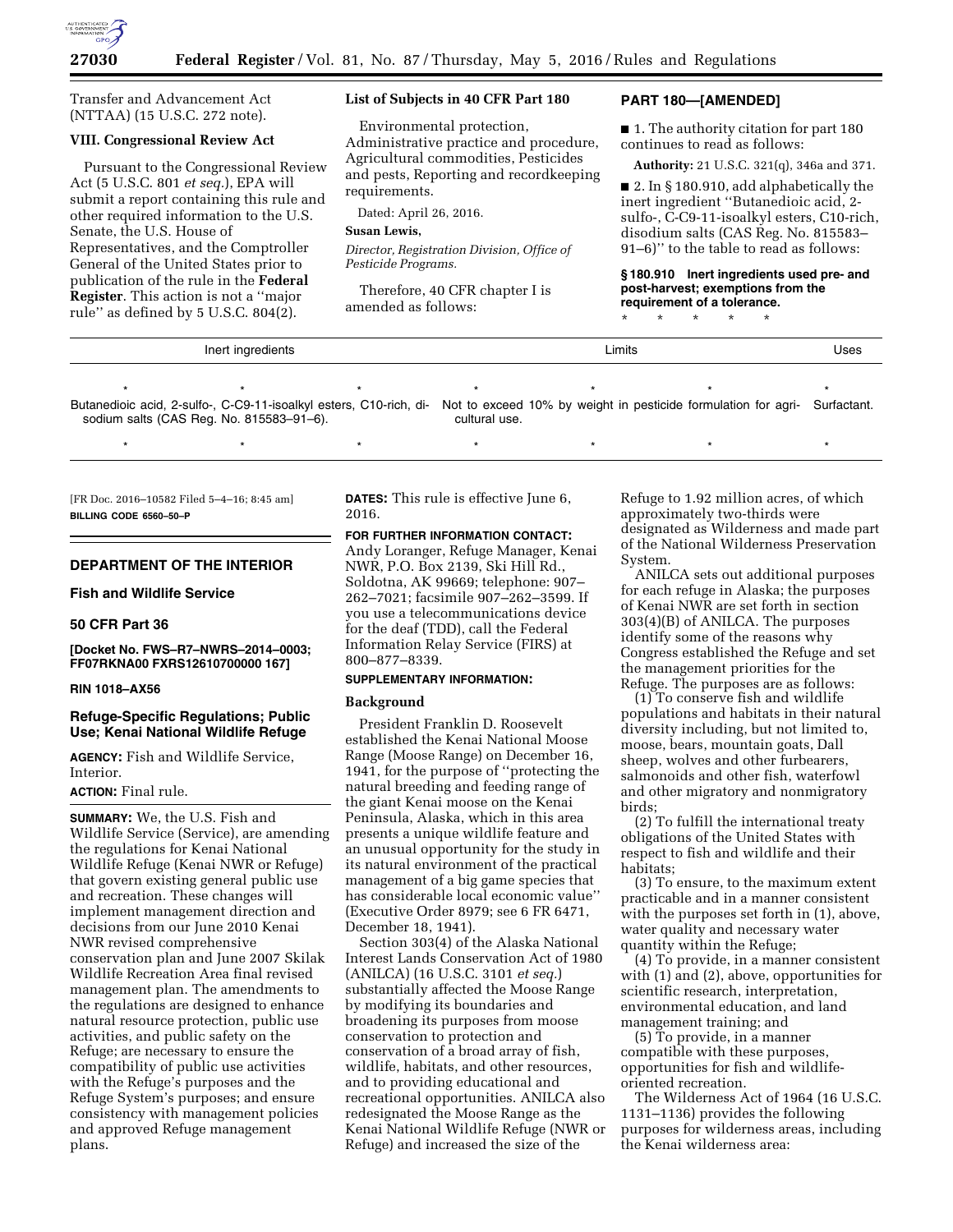Transfer and Advancement Act (NTTAA) (15 U.S.C. 272 note).

### VIII. Congressional Review Act

Pursuant to the Congressional Review Act (5 U.S.C. 801 *et seq.*), EPA will submit a report containing this rule and other required information to the U.S. Senate, the U.S. House of Representatives, and the Comptroller General of the United States prior to publication of the rule in the **Federal Register**. This action is not a "major rule" as defined by 5 U.S.C. 804(2).

### List of Subjects in 40 CFR Part 180

Environmental protection, Administrative practice and procedure, Agricultural commodities, Pesticides and pests, Reporting and recordkeeping requirements.

Dated: April 26, 2016.

**Susan Lewis,**

*Director, Registration Division, Office of Pesticide Programs.*

Therefore, 40 CFR chapter I is amended as follows:

## PART 180—[AMENDED]

■ 1. The authority citation for part 180 continues to read as follows:

**Authority:** 21 U.S.C. 321(q), 346a and 371.

■ 2. In § 180.910, add alphabetically the inert ingredient "Butanedioic acid, 2-sulfo-, C-C9-11-isoalkyl esters, C10-rich, disodium salts (CAS Reg. No. 815583–91–6)" to the table to read as follows:

**§ 180.910 Inert ingredients used pre- and post-harvest; exemptions from the requirement of a tolerance.**

* * * * *

| Inert ingredients | Limits | Uses |
|---|---|---|
| * * * | * * * | * |
| Butanedioic acid, 2-sulfo-, C-C9-11-isoalkyl esters, C10-rich, disodium salts (CAS Reg. No. 815583–91–6). | Not to exceed 10% by weight in pesticide formulation for agricultural use. | Surfactant. |
| * * * | * * * | * |

[FR Doc. 2016–10582 Filed 5–4–16; 8:45 am]

**BILLING CODE 6560–50–P**

## DEPARTMENT OF THE INTERIOR

### Fish and Wildlife Service

### 50 CFR Part 36

**[Docket No. FWS–R7–NWRS–2014–0003; FF07RKNA00 FXRS12610700000 167]**

**RIN 1018–AX56**

### Refuge-Specific Regulations; Public Use; Kenai National Wildlife Refuge

**AGENCY:** Fish and Wildlife Service, Interior.

**ACTION:** Final rule.

**SUMMARY:** We, the U.S. Fish and Wildlife Service (Service), are amending the regulations for Kenai National Wildlife Refuge (Kenai NWR or Refuge) that govern existing general public use and recreation. These changes will implement management direction and decisions from our June 2010 Kenai NWR revised comprehensive conservation plan and June 2007 Skilak Wildlife Recreation Area final revised management plan. The amendments to the regulations are designed to enhance natural resource protection, public use activities, and public safety on the Refuge; are necessary to ensure the compatibility of public use activities with the Refuge's purposes and the Refuge System's purposes; and ensure consistency with management policies and approved Refuge management plans.

**DATES:** This rule is effective June 6, 2016.

**FOR FURTHER INFORMATION CONTACT:** Andy Loranger, Refuge Manager, Kenai NWR, P.O. Box 2139, Ski Hill Rd., Soldotna, AK 99669; telephone: 907–262–7021; facsimile 907–262–3599. If you use a telecommunications device for the deaf (TDD), call the Federal Information Relay Service (FIRS) at 800–877–8339.

**SUPPLEMENTARY INFORMATION:**

### Background

President Franklin D. Roosevelt established the Kenai National Moose Range (Moose Range) on December 16, 1941, for the purpose of "protecting the natural breeding and feeding range of the giant Kenai moose on the Kenai Peninsula, Alaska, which in this area presents a unique wildlife feature and an unusual opportunity for the study in its natural environment of the practical management of a big game species that has considerable local economic value" (Executive Order 8979; see 6 FR 6471, December 18, 1941).

Section 303(4) of the Alaska National Interest Lands Conservation Act of 1980 (ANILCA) (16 U.S.C. 3101 *et seq.*) substantially affected the Moose Range by modifying its boundaries and broadening its purposes from moose conservation to protection and conservation of a broad array of fish, wildlife, habitats, and other resources, and to providing educational and recreational opportunities. ANILCA also redesignated the Moose Range as the Kenai National Wildlife Refuge (NWR or Refuge) and increased the size of the Refuge to 1.92 million acres, of which approximately two-thirds were designated as Wilderness and made part of the National Wilderness Preservation System.

ANILCA sets out additional purposes for each refuge in Alaska; the purposes of Kenai NWR are set forth in section 303(4)(B) of ANILCA. The purposes identify some of the reasons why Congress established the Refuge and set the management priorities for the Refuge. The purposes are as follows:

(1) To conserve fish and wildlife populations and habitats in their natural diversity including, but not limited to, moose, bears, mountain goats, Dall sheep, wolves and other furbearers, salmonoids and other fish, waterfowl and other migratory and nonmigratory birds;

(2) To fulfill the international treaty obligations of the United States with respect to fish and wildlife and their habitats;

(3) To ensure, to the maximum extent practicable and in a manner consistent with the purposes set forth in (1), above, water quality and necessary water quantity within the Refuge;

(4) To provide, in a manner consistent with (1) and (2), above, opportunities for scientific research, interpretation, environmental education, and land management training; and

(5) To provide, in a manner compatible with these purposes, opportunities for fish and wildlife-oriented recreation.

The Wilderness Act of 1964 (16 U.S.C. 1131–1136) provides the following purposes for wilderness areas, including the Kenai wilderness area: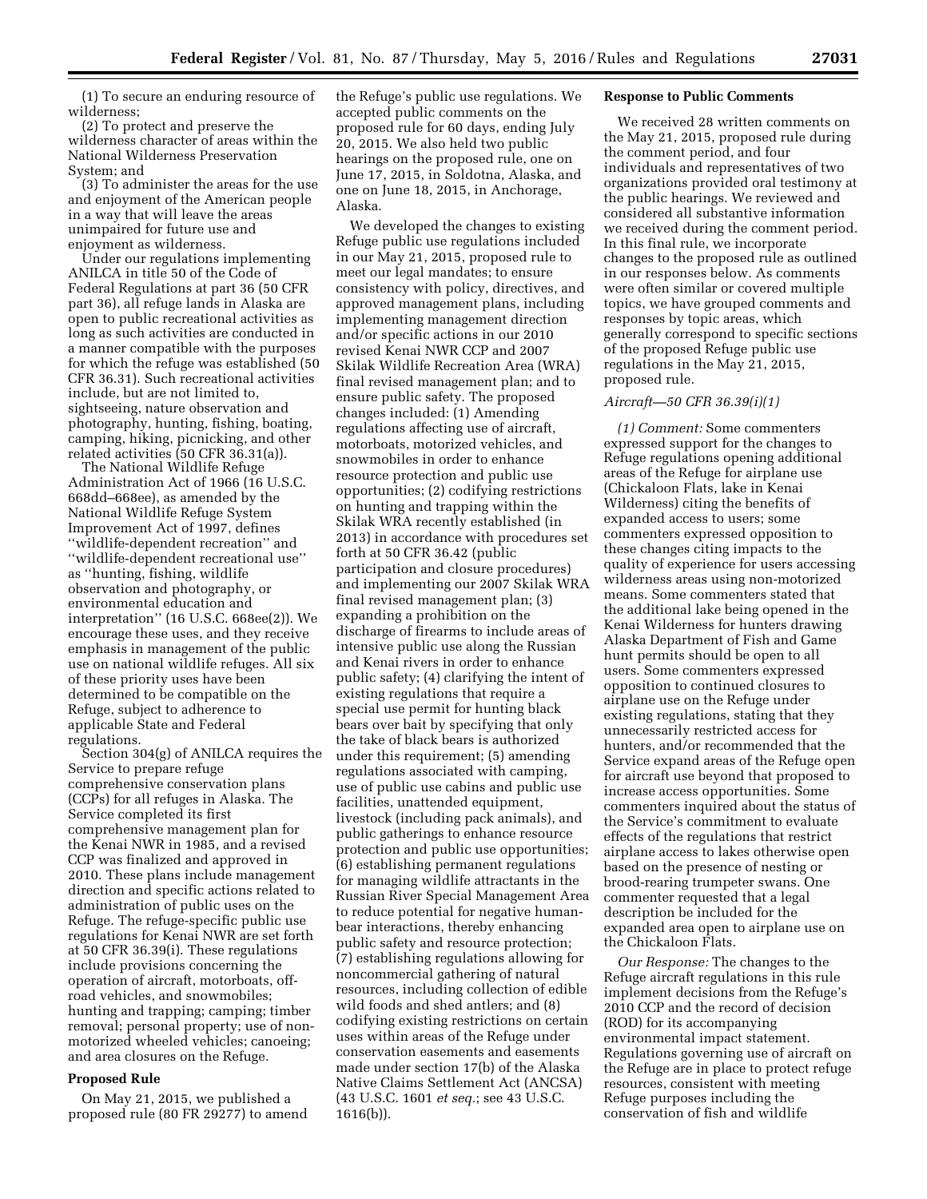(1) To secure an enduring resource of wilderness;

(2) To protect and preserve the wilderness character of areas within the National Wilderness Preservation System; and

(3) To administer the areas for the use and enjoyment of the American people in a way that will leave the areas unimpaired for future use and enjoyment as wilderness.

Under our regulations implementing ANILCA in title 50 of the Code of Federal Regulations at part 36 (50 CFR part 36), all refuge lands in Alaska are open to public recreational activities as long as such activities are conducted in a manner compatible with the purposes for which the refuge was established (50 CFR 36.31). Such recreational activities include, but are not limited to, sightseeing, nature observation and photography, hunting, fishing, boating, camping, hiking, picnicking, and other related activities (50 CFR 36.31(a)).

The National Wildlife Refuge Administration Act of 1966 (16 U.S.C. 668dd–668ee), as amended by the National Wildlife Refuge System Improvement Act of 1997, defines ''wildlife-dependent recreation'' and ''wildlife-dependent recreational use'' as ''hunting, fishing, wildlife observation and photography, or environmental education and interpretation'' (16 U.S.C. 668ee(2)). We encourage these uses, and they receive emphasis in management of the public use on national wildlife refuges. All six of these priority uses have been determined to be compatible on the Refuge, subject to adherence to applicable State and Federal regulations.

Section 304(g) of ANILCA requires the Service to prepare refuge comprehensive conservation plans (CCPs) for all refuges in Alaska. The Service completed its first comprehensive management plan for the Kenai NWR in 1985, and a revised CCP was finalized and approved in 2010. These plans include management direction and specific actions related to administration of public uses on the Refuge. The refuge-specific public use regulations for Kenai NWR are set forth at 50 CFR 36.39(i). These regulations include provisions concerning the operation of aircraft, motorboats, off-road vehicles, and snowmobiles; hunting and trapping; camping; timber removal; personal property; use of non-motorized wheeled vehicles; canoeing; and area closures on the Refuge.

## Proposed Rule

On May 21, 2015, we published a proposed rule (80 FR 29277) to amend the Refuge's public use regulations. We accepted public comments on the proposed rule for 60 days, ending July 20, 2015. We also held two public hearings on the proposed rule, one on June 17, 2015, in Soldotna, Alaska, and one on June 18, 2015, in Anchorage, Alaska.

We developed the changes to existing Refuge public use regulations included in our May 21, 2015, proposed rule to meet our legal mandates; to ensure consistency with policy, directives, and approved management plans, including implementing management direction and/or specific actions in our 2010 revised Kenai NWR CCP and 2007 Skilak Wildlife Recreation Area (WRA) final revised management plan; and to ensure public safety. The proposed changes included: (1) Amending regulations affecting use of aircraft, motorboats, motorized vehicles, and snowmobiles in order to enhance resource protection and public use opportunities; (2) codifying restrictions on hunting and trapping within the Skilak WRA recently established (in 2013) in accordance with procedures set forth at 50 CFR 36.42 (public participation and closure procedures) and implementing our 2007 Skilak WRA final revised management plan; (3) expanding a prohibition on the discharge of firearms to include areas of intensive public use along the Russian and Kenai rivers in order to enhance public safety; (4) clarifying the intent of existing regulations that require a special use permit for hunting black bears over bait by specifying that only the take of black bears is authorized under this requirement; (5) amending regulations associated with camping, use of public use cabins and public use facilities, unattended equipment, livestock (including pack animals), and public gatherings to enhance resource protection and public use opportunities; (6) establishing permanent regulations for managing wildlife attractants in the Russian River Special Management Area to reduce potential for negative human-bear interactions, thereby enhancing public safety and resource protection; (7) establishing regulations allowing for noncommercial gathering of natural resources, including collection of edible wild foods and shed antlers; and (8) codifying existing restrictions on certain uses within areas of the Refuge under conservation easements and easements made under section 17(b) of the Alaska Native Claims Settlement Act (ANCSA) (43 U.S.C. 1601 *et seq.*; see 43 U.S.C. 1616(b)).

## Response to Public Comments

We received 28 written comments on the May 21, 2015, proposed rule during the comment period, and four individuals and representatives of two organizations provided oral testimony at the public hearings. We reviewed and considered all substantive information we received during the comment period. In this final rule, we incorporate changes to the proposed rule as outlined in our responses below. As comments were often similar or covered multiple topics, we have grouped comments and responses by topic areas, which generally correspond to specific sections of the proposed Refuge public use regulations in the May 21, 2015, proposed rule.

### *Aircraft—50 CFR 36.39(i)(1)*

*(1) Comment:* Some commenters expressed support for the changes to Refuge regulations opening additional areas of the Refuge for airplane use (Chickaloon Flats, lake in Kenai Wilderness) citing the benefits of expanded access to users; some commenters expressed opposition to these changes citing impacts to the quality of experience for users accessing wilderness areas using non-motorized means. Some commenters stated that the additional lake being opened in the Kenai Wilderness for hunters drawing Alaska Department of Fish and Game hunt permits should be open to all users. Some commenters expressed opposition to continued closures to airplane use on the Refuge under existing regulations, stating that they unnecessarily restricted access for hunters, and/or recommended that the Service expand areas of the Refuge open for aircraft use beyond that proposed to increase access opportunities. Some commenters inquired about the status of the Service's commitment to evaluate effects of the regulations that restrict airplane access to lakes otherwise open based on the presence of nesting or brood-rearing trumpeter swans. One commenter requested that a legal description be included for the expanded area open to airplane use on the Chickaloon Flats.

*Our Response:* The changes to the Refuge aircraft regulations in this rule implement decisions from the Refuge's 2010 CCP and the record of decision (ROD) for its accompanying environmental impact statement. Regulations governing use of aircraft on the Refuge are in place to protect refuge resources, consistent with meeting Refuge purposes including the conservation of fish and wildlife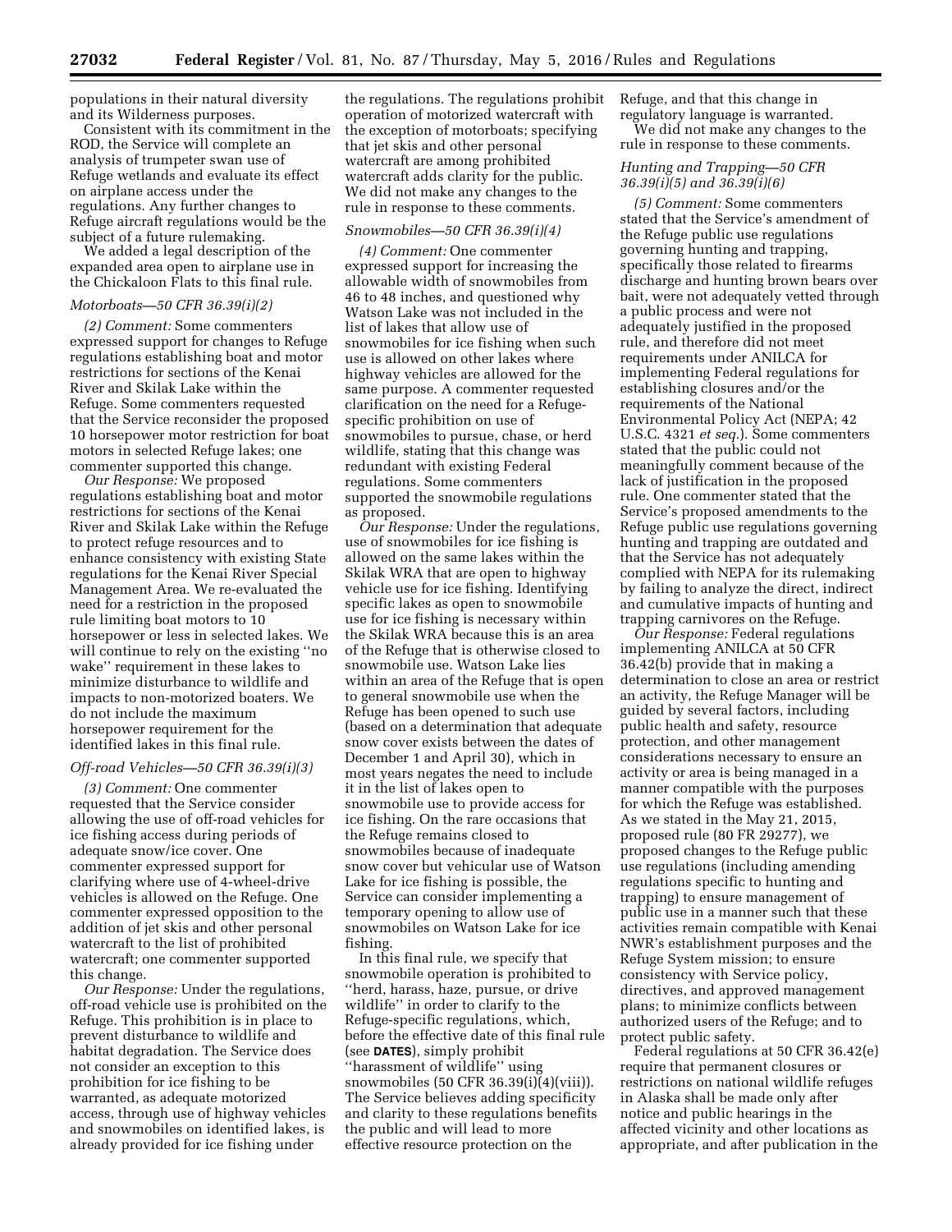populations in their natural diversity and its Wilderness purposes.

Consistent with its commitment in the ROD, the Service will complete an analysis of trumpeter swan use of Refuge wetlands and evaluate its effect on airplane access under the regulations. Any further changes to Refuge aircraft regulations would be the subject of a future rulemaking.

We added a legal description of the expanded area open to airplane use in the Chickaloon Flats to this final rule.

*Motorboats—50 CFR 36.39(i)(2)*

*(2) Comment:* Some commenters expressed support for changes to Refuge regulations establishing boat and motor restrictions for sections of the Kenai River and Skilak Lake within the Refuge. Some commenters requested that the Service reconsider the proposed 10 horsepower motor restriction for boat motors in selected Refuge lakes; one commenter supported this change.

*Our Response:* We proposed regulations establishing boat and motor restrictions for sections of the Kenai River and Skilak Lake within the Refuge to protect refuge resources and to enhance consistency with existing State regulations for the Kenai River Special Management Area. We re-evaluated the need for a restriction in the proposed rule limiting boat motors to 10 horsepower or less in selected lakes. We will continue to rely on the existing "no wake" requirement in these lakes to minimize disturbance to wildlife and impacts to non-motorized boaters. We do not include the maximum horsepower requirement for the identified lakes in this final rule.

*Off-road Vehicles—50 CFR 36.39(i)(3)*

*(3) Comment:* One commenter requested that the Service consider allowing the use of off-road vehicles for ice fishing access during periods of adequate snow/ice cover. One commenter expressed support for clarifying where use of 4-wheel-drive vehicles is allowed on the Refuge. One commenter expressed opposition to the addition of jet skis and other personal watercraft to the list of prohibited watercraft; one commenter supported this change.

*Our Response:* Under the regulations, off-road vehicle use is prohibited on the Refuge. This prohibition is in place to prevent disturbance to wildlife and habitat degradation. The Service does not consider an exception to this prohibition for ice fishing to be warranted, as adequate motorized access, through use of highway vehicles and snowmobiles on identified lakes, is already provided for ice fishing under the regulations. The regulations prohibit operation of motorized watercraft with the exception of motorboats; specifying that jet skis and other personal watercraft are among prohibited watercraft adds clarity for the public. We did not make any changes to the rule in response to these comments.

*Snowmobiles—50 CFR 36.39(i)(4)*

*(4) Comment:* One commenter expressed support for increasing the allowable width of snowmobiles from 46 to 48 inches, and questioned why Watson Lake was not included in the list of lakes that allow use of snowmobiles for ice fishing when such use is allowed on other lakes where highway vehicles are allowed for the same purpose. A commenter requested clarification on the need for a Refuge-specific prohibition on use of snowmobiles to pursue, chase, or herd wildlife, stating that this change was redundant with existing Federal regulations. Some commenters supported the snowmobile regulations as proposed.

*Our Response:* Under the regulations, use of snowmobiles for ice fishing is allowed on the same lakes within the Skilak WRA that are open to highway vehicle use for ice fishing. Identifying specific lakes as open to snowmobile use for ice fishing is necessary within the Skilak WRA because this is an area of the Refuge that is otherwise closed to snowmobile use. Watson Lake lies within an area of the Refuge that is open to general snowmobile use when the Refuge has been opened to such use (based on a determination that adequate snow cover exists between the dates of December 1 and April 30), which in most years negates the need to include it in the list of lakes open to snowmobile use to provide access for ice fishing. On the rare occasions that the Refuge remains closed to snowmobiles because of inadequate snow cover but vehicular use of Watson Lake for ice fishing is possible, the Service can consider implementing a temporary opening to allow use of snowmobiles on Watson Lake for ice fishing.

In this final rule, we specify that snowmobile operation is prohibited to "herd, harass, haze, pursue, or drive wildlife" in order to clarify to the Refuge-specific regulations, which, before the effective date of this final rule (see **DATES**), simply prohibit "harassment of wildlife" using snowmobiles (50 CFR 36.39(i)(4)(viii)). The Service believes adding specificity and clarity to these regulations benefits the public and will lead to more effective resource protection on the Refuge, and that this change in regulatory language is warranted.

We did not make any changes to the rule in response to these comments.

*Hunting and Trapping—50 CFR 36.39(i)(5) and 36.39(i)(6)*

*(5) Comment:* Some commenters stated that the Service's amendment of the Refuge public use regulations governing hunting and trapping, specifically those related to firearms discharge and hunting brown bears over bait, were not adequately vetted through a public process and were not adequately justified in the proposed rule, and therefore did not meet requirements under ANILCA for implementing Federal regulations for establishing closures and/or the requirements of the National Environmental Policy Act (NEPA; 42 U.S.C. 4321 *et seq.*). Some commenters stated that the public could not meaningfully comment because of the lack of justification in the proposed rule. One commenter stated that the Service's proposed amendments to the Refuge public use regulations governing hunting and trapping are outdated and that the Service has not adequately complied with NEPA for its rulemaking by failing to analyze the direct, indirect and cumulative impacts of hunting and trapping carnivores on the Refuge.

*Our Response:* Federal regulations implementing ANILCA at 50 CFR 36.42(b) provide that in making a determination to close an area or restrict an activity, the Refuge Manager will be guided by several factors, including public health and safety, resource protection, and other management considerations necessary to ensure an activity or area is being managed in a manner compatible with the purposes for which the Refuge was established. As we stated in the May 21, 2015, proposed rule (80 FR 29277), we proposed changes to the Refuge public use regulations (including amending regulations specific to hunting and trapping) to ensure management of public use in a manner such that these activities remain compatible with Kenai NWR's establishment purposes and the Refuge System mission; to ensure consistency with Service policy, directives, and approved management plans; to minimize conflicts between authorized users of the Refuge; and to protect public safety.

Federal regulations at 50 CFR 36.42(e) require that permanent closures or restrictions on national wildlife refuges in Alaska shall be made only after notice and public hearings in the affected vicinity and other locations as appropriate, and after publication in the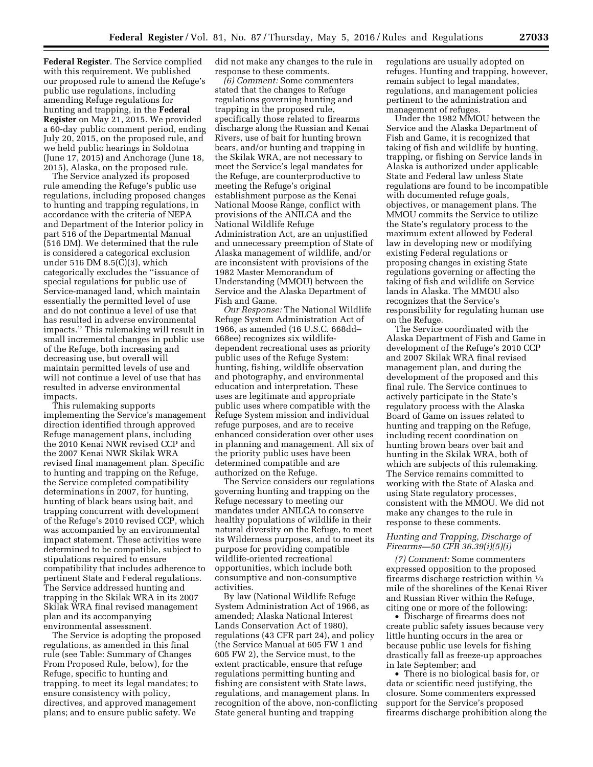**Federal Register**. The Service complied with this requirement. We published our proposed rule to amend the Refuge's public use regulations, including amending Refuge regulations for hunting and trapping, in the **Federal Register** on May 21, 2015. We provided a 60-day public comment period, ending July 20, 2015, on the proposed rule, and we held public hearings in Soldotna (June 17, 2015) and Anchorage (June 18, 2015), Alaska, on the proposed rule.

The Service analyzed its proposed rule amending the Refuge's public use regulations, including proposed changes to hunting and trapping regulations, in accordance with the criteria of NEPA and Department of the Interior policy in part 516 of the Departmental Manual (516 DM). We determined that the rule is considered a categorical exclusion under 516 DM 8.5(C)(3), which categorically excludes the ''issuance of special regulations for public use of Service-managed land, which maintain essentially the permitted level of use and do not continue a level of use that has resulted in adverse environmental impacts.'' This rulemaking will result in small incremental changes in public use of the Refuge, both increasing and decreasing use, but overall will maintain permitted levels of use and will not continue a level of use that has resulted in adverse environmental impacts.

This rulemaking supports implementing the Service's management direction identified through approved Refuge management plans, including the 2010 Kenai NWR revised CCP and the 2007 Kenai NWR Skilak WRA revised final management plan. Specific to hunting and trapping on the Refuge, the Service completed compatibility determinations in 2007, for hunting, hunting of black bears using bait, and trapping concurrent with development of the Refuge's 2010 revised CCP, which was accompanied by an environmental impact statement. These activities were determined to be compatible, subject to stipulations required to ensure compatibility that includes adherence to pertinent State and Federal regulations. The Service addressed hunting and trapping in the Skilak WRA in its 2007 Skilak WRA final revised management plan and its accompanying environmental assessment.

The Service is adopting the proposed regulations, as amended in this final rule (see Table: Summary of Changes From Proposed Rule, below), for the Refuge, specific to hunting and trapping, to meet its legal mandates; to ensure consistency with policy, directives, and approved management plans; and to ensure public safety. We did not make any changes to the rule in response to these comments.

*(6) Comment:* Some commenters stated that the changes to Refuge regulations governing hunting and trapping in the proposed rule, specifically those related to firearms discharge along the Russian and Kenai Rivers, use of bait for hunting brown bears, and/or hunting and trapping in the Skilak WRA, are not necessary to meet the Service's legal mandates for the Refuge, are counterproductive to meeting the Refuge's original establishment purpose as the Kenai National Moose Range, conflict with provisions of the ANILCA and the National Wildlife Refuge Administration Act, are an unjustified and unnecessary preemption of State of Alaska management of wildlife, and/or are inconsistent with provisions of the 1982 Master Memorandum of Understanding (MMOU) between the Service and the Alaska Department of Fish and Game.

*Our Response:* The National Wildlife Refuge System Administration Act of 1966, as amended (16 U.S.C. 668dd–668ee) recognizes six wildlife-dependent recreational uses as priority public uses of the Refuge System: hunting, fishing, wildlife observation and photography, and environmental education and interpretation. These uses are legitimate and appropriate public uses where compatible with the Refuge System mission and individual refuge purposes, and are to receive enhanced consideration over other uses in planning and management. All six of the priority public uses have been determined compatible and are authorized on the Refuge.

The Service considers our regulations governing hunting and trapping on the Refuge necessary to meeting our mandates under ANILCA to conserve healthy populations of wildlife in their natural diversity on the Refuge, to meet its Wilderness purposes, and to meet its purpose for providing compatible wildlife-oriented recreational opportunities, which include both consumptive and non-consumptive activities.

By law (National Wildlife Refuge System Administration Act of 1966, as amended; Alaska National Interest Lands Conservation Act of 1980), regulations (43 CFR part 24), and policy (the Service Manual at 605 FW 1 and 605 FW 2), the Service must, to the extent practicable, ensure that refuge regulations permitting hunting and fishing are consistent with State laws, regulations, and management plans. In recognition of the above, non-conflicting State general hunting and trapping regulations are usually adopted on refuges. Hunting and trapping, however, remain subject to legal mandates, regulations, and management policies pertinent to the administration and management of refuges.

Under the 1982 MMOU between the Service and the Alaska Department of Fish and Game, it is recognized that taking of fish and wildlife by hunting, trapping, or fishing on Service lands in Alaska is authorized under applicable State and Federal law unless State regulations are found to be incompatible with documented refuge goals, objectives, or management plans. The MMOU commits the Service to utilize the State's regulatory process to the maximum extent allowed by Federal law in developing new or modifying existing Federal regulations or proposing changes in existing State regulations governing or affecting the taking of fish and wildlife on Service lands in Alaska. The MMOU also recognizes that the Service's responsibility for regulating human use on the Refuge.

The Service coordinated with the Alaska Department of Fish and Game in development of the Refuge's 2010 CCP and 2007 Skilak WRA final revised management plan, and during the development of the proposed and this final rule. The Service continues to actively participate in the State's regulatory process with the Alaska Board of Game on issues related to hunting and trapping on the Refuge, including recent coordination on hunting brown bears over bait and hunting in the Skilak WRA, both of which are subjects of this rulemaking. The Service remains committed to working with the State of Alaska and using State regulatory processes, consistent with the MMOU. We did not make any changes to the rule in response to these comments.

### *Hunting and Trapping, Discharge of Firearms—50 CFR 36.39(i)(5)(i)*

*(7) Comment:* Some commenters expressed opposition to the proposed firearms discharge restriction within ¼ mile of the shorelines of the Kenai River and Russian River within the Refuge, citing one or more of the following:

- Discharge of firearms does not create public safety issues because very little hunting occurs in the area or because public use levels for fishing drastically fall as freeze-up approaches in late September; and
- There is no biological basis for, or data or scientific need justifying, the closure. Some commenters expressed support for the Service's proposed firearms discharge prohibition along the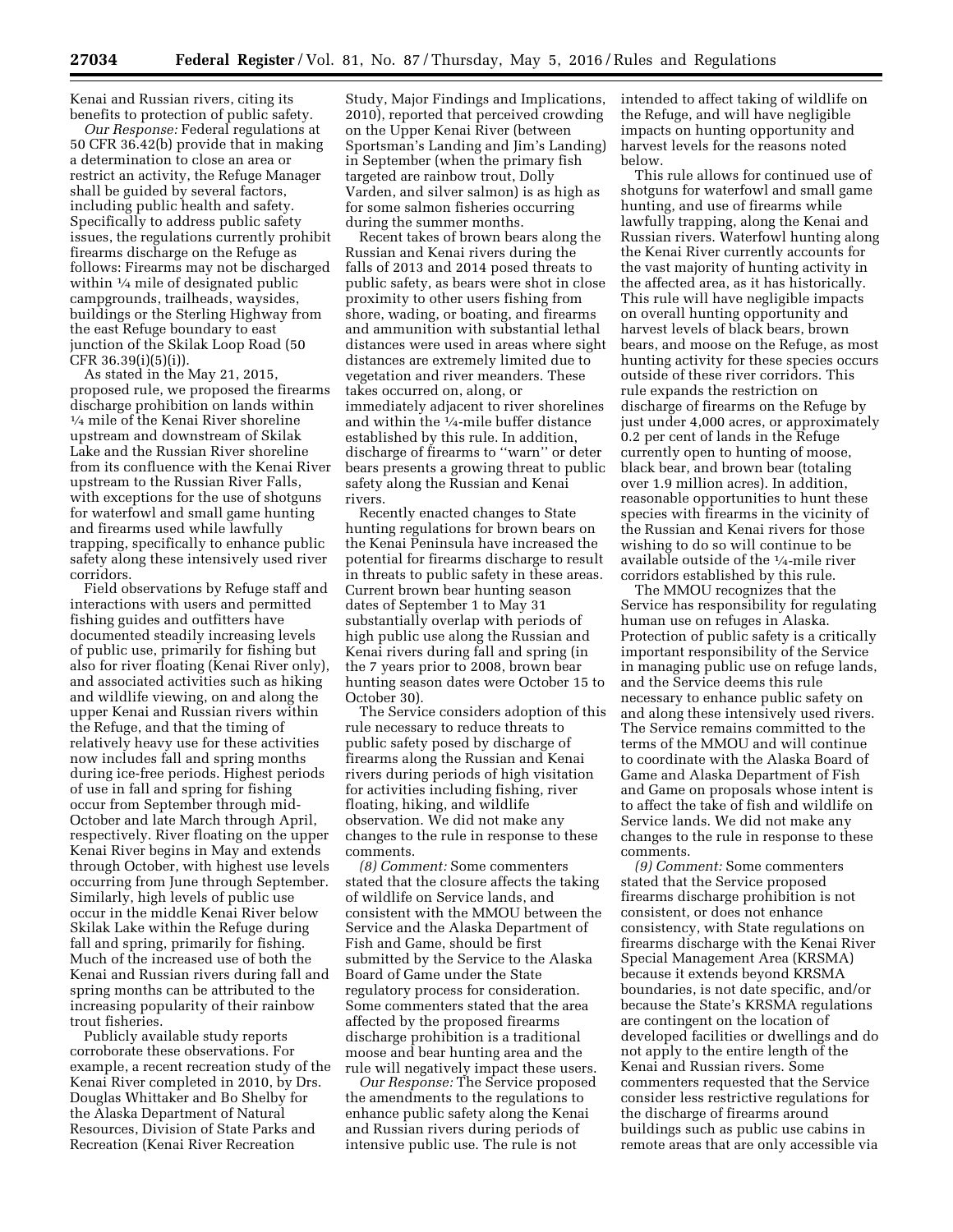Kenai and Russian rivers, citing its benefits to protection of public safety.

*Our Response:* Federal regulations at 50 CFR 36.42(b) provide that in making a determination to close an area or restrict an activity, the Refuge Manager shall be guided by several factors, including public health and safety. Specifically to address public safety issues, the regulations currently prohibit firearms discharge on the Refuge as follows: Firearms may not be discharged within ¼ mile of designated public campgrounds, trailheads, waysides, buildings or the Sterling Highway from the east Refuge boundary to east junction of the Skilak Loop Road (50 CFR 36.39(i)(5)(i)).

As stated in the May 21, 2015, proposed rule, we proposed the firearms discharge prohibition on lands within ¼ mile of the Kenai River shoreline upstream and downstream of Skilak Lake and the Russian River shoreline from its confluence with the Kenai River upstream to the Russian River Falls, with exceptions for the use of shotguns for waterfowl and small game hunting and firearms used while lawfully trapping, specifically to enhance public safety along these intensively used river corridors.

Field observations by Refuge staff and interactions with users and permitted fishing guides and outfitters have documented steadily increasing levels of public use, primarily for fishing but also for river floating (Kenai River only), and associated activities such as hiking and wildlife viewing, on and along the upper Kenai and Russian rivers within the Refuge, and that the timing of relatively heavy use for these activities now includes fall and spring months during ice-free periods. Highest periods of use in fall and spring for fishing occur from September through mid-October and late March through April, respectively. River floating on the upper Kenai River begins in May and extends through October, with highest use levels occurring from June through September. Similarly, high levels of public use occur in the middle Kenai River below Skilak Lake within the Refuge during fall and spring, primarily for fishing. Much of the increased use of both the Kenai and Russian rivers during fall and spring months can be attributed to the increasing popularity of their rainbow trout fisheries.

Publicly available study reports corroborate these observations. For example, a recent recreation study of the Kenai River completed in 2010, by Drs. Douglas Whittaker and Bo Shelby for the Alaska Department of Natural Resources, Division of State Parks and Recreation (Kenai River Recreation Study, Major Findings and Implications, 2010), reported that perceived crowding on the Upper Kenai River (between Sportsman's Landing and Jim's Landing) in September (when the primary fish targeted are rainbow trout, Dolly Varden, and silver salmon) is as high as for some salmon fisheries occurring during the summer months.

Recent takes of brown bears along the Russian and Kenai rivers during the falls of 2013 and 2014 posed threats to public safety, as bears were shot in close proximity to other users fishing from shore, wading, or boating, and firearms and ammunition with substantial lethal distances were used in areas where sight distances are extremely limited due to vegetation and river meanders. These takes occurred on, along, or immediately adjacent to river shorelines and within the ¼-mile buffer distance established by this rule. In addition, discharge of firearms to "warn" or deter bears presents a growing threat to public safety along the Russian and Kenai rivers.

Recently enacted changes to State hunting regulations for brown bears on the Kenai Peninsula have increased the potential for firearms discharge to result in threats to public safety in these areas. Current brown bear hunting season dates of September 1 to May 31 substantially overlap with periods of high public use along the Russian and Kenai rivers during fall and spring (in the 7 years prior to 2008, brown bear hunting season dates were October 15 to October 30).

The Service considers adoption of this rule necessary to reduce threats to public safety posed by discharge of firearms along the Russian and Kenai rivers during periods of high visitation for activities including fishing, river floating, hiking, and wildlife observation. We did not make any changes to the rule in response to these comments.

*(8) Comment:* Some commenters stated that the closure affects the taking of wildlife on Service lands, and consistent with the MMOU between the Service and the Alaska Department of Fish and Game, should be first submitted by the Service to the Alaska Board of Game under the State regulatory process for consideration. Some commenters stated that the area affected by the proposed firearms discharge prohibition is a traditional moose and bear hunting area and the rule will negatively impact these users.

*Our Response:* The Service proposed the amendments to the regulations to enhance public safety along the Kenai and Russian rivers during periods of intensive public use. The rule is not intended to affect taking of wildlife on the Refuge, and will have negligible impacts on hunting opportunity and harvest levels for the reasons noted below.

This rule allows for continued use of shotguns for waterfowl and small game hunting, and use of firearms while lawfully trapping, along the Kenai and Russian rivers. Waterfowl hunting along the Kenai River currently accounts for the vast majority of hunting activity in the affected area, as it has historically. This rule will have negligible impacts on overall hunting opportunity and harvest levels of black bears, brown bears, and moose on the Refuge, as most hunting activity for these species occurs outside of these river corridors. This rule expands the restriction on discharge of firearms on the Refuge by just under 4,000 acres, or approximately 0.2 per cent of lands in the Refuge currently open to hunting of moose, black bear, and brown bear (totaling over 1.9 million acres). In addition, reasonable opportunities to hunt these species with firearms in the vicinity of the Russian and Kenai rivers for those wishing to do so will continue to be available outside of the ¼-mile river corridors established by this rule.

The MMOU recognizes that the Service has responsibility for regulating human use on refuges in Alaska. Protection of public safety is a critically important responsibility of the Service in managing public use on refuge lands, and the Service deems this rule necessary to enhance public safety on and along these intensively used rivers. The Service remains committed to the terms of the MMOU and will continue to coordinate with the Alaska Board of Game and Alaska Department of Fish and Game on proposals whose intent is to affect the take of fish and wildlife on Service lands. We did not make any changes to the rule in response to these comments.

*(9) Comment:* Some commenters stated that the Service proposed firearms discharge prohibition is not consistent, or does not enhance consistency, with State regulations on firearms discharge with the Kenai River Special Management Area (KRSMA) because it extends beyond KRSMA boundaries, is not date specific, and/or because the State's KRSMA regulations are contingent on the location of developed facilities or dwellings and do not apply to the entire length of the Kenai and Russian rivers. Some commenters requested that the Service consider less restrictive regulations for the discharge of firearms around buildings such as public use cabins in remote areas that are only accessible via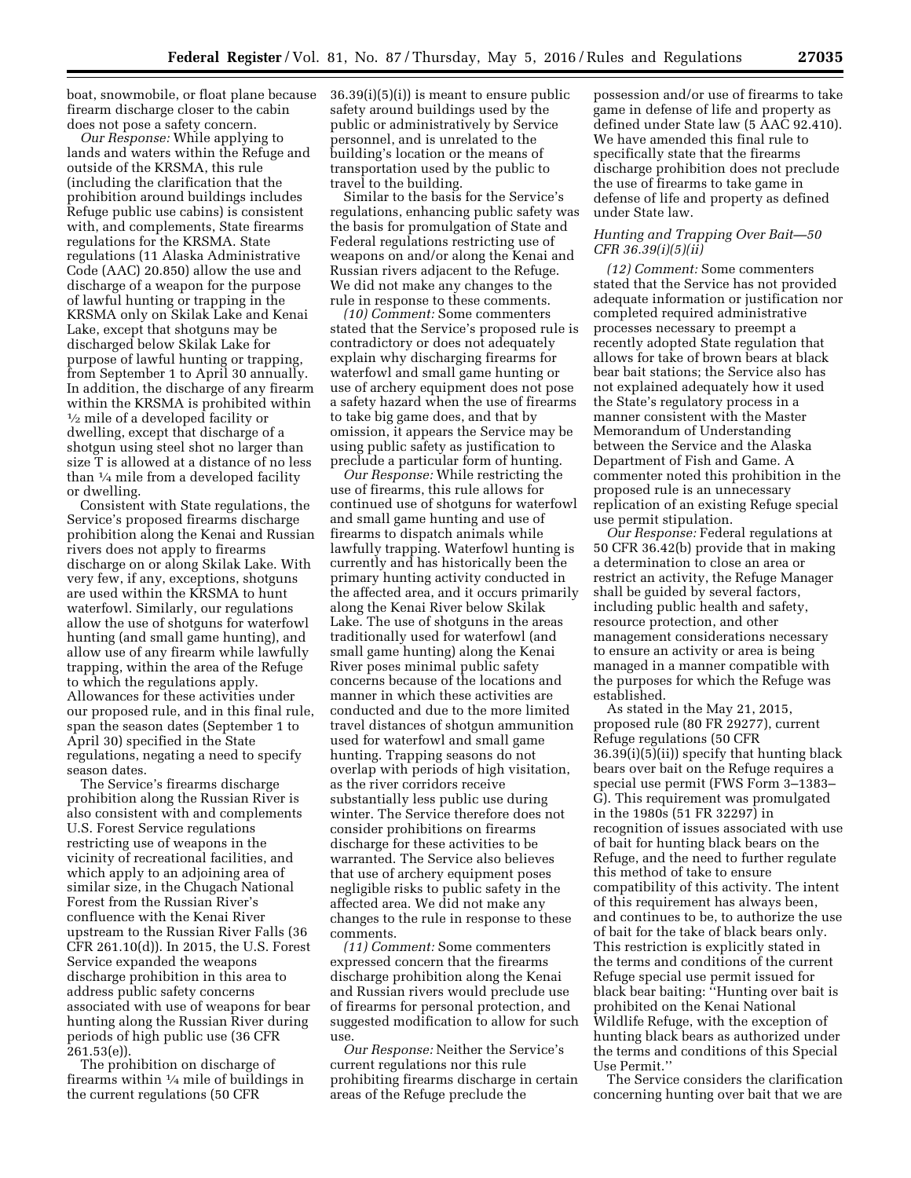boat, snowmobile, or float plane because firearm discharge closer to the cabin does not pose a safety concern.

*Our Response:* While applying to lands and waters within the Refuge and outside of the KRSMA, this rule (including the clarification that the prohibition around buildings includes Refuge public use cabins) is consistent with, and complements, State firearms regulations for the KRSMA. State regulations (11 Alaska Administrative Code (AAC) 20.850) allow the use and discharge of a weapon for the purpose of lawful hunting or trapping in the KRSMA only on Skilak Lake and Kenai Lake, except that shotguns may be discharged below Skilak Lake for purpose of lawful hunting or trapping, from September 1 to April 30 annually. In addition, the discharge of any firearm within the KRSMA is prohibited within ½ mile of a developed facility or dwelling, except that discharge of a shotgun using steel shot no larger than size T is allowed at a distance of no less than ¼ mile from a developed facility or dwelling.

Consistent with State regulations, the Service's proposed firearms discharge prohibition along the Kenai and Russian rivers does not apply to firearms discharge on or along Skilak Lake. With very few, if any, exceptions, shotguns are used within the KRSMA to hunt waterfowl. Similarly, our regulations allow the use of shotguns for waterfowl hunting (and small game hunting), and allow use of any firearm while lawfully trapping, within the area of the Refuge to which the regulations apply. Allowances for these activities under our proposed rule, and in this final rule, span the season dates (September 1 to April 30) specified in the State regulations, negating a need to specify season dates.

The Service's firearms discharge prohibition along the Russian River is also consistent with and complements U.S. Forest Service regulations restricting use of weapons in the vicinity of recreational facilities, and which apply to an adjoining area of similar size, in the Chugach National Forest from the Russian River's confluence with the Kenai River upstream to the Russian River Falls (36 CFR 261.10(d)). In 2015, the U.S. Forest Service expanded the weapons discharge prohibition in this area to address public safety concerns associated with use of weapons for bear hunting along the Russian River during periods of high public use (36 CFR 261.53(e)).

The prohibition on discharge of firearms within ¼ mile of buildings in the current regulations (50 CFR 36.39(i)(5)(i)) is meant to ensure public safety around buildings used by the public or administratively by Service personnel, and is unrelated to the building's location or the means of transportation used by the public to travel to the building.

Similar to the basis for the Service's regulations, enhancing public safety was the basis for promulgation of State and Federal regulations restricting use of weapons on and/or along the Kenai and Russian rivers adjacent to the Refuge. We did not make any changes to the rule in response to these comments.

*(10) Comment:* Some commenters stated that the Service's proposed rule is contradictory or does not adequately explain why discharging firearms for waterfowl and small game hunting or use of archery equipment does not pose a safety hazard when the use of firearms to take big game does, and that by omission, it appears the Service may be using public safety as justification to preclude a particular form of hunting.

*Our Response:* While restricting the use of firearms, this rule allows for continued use of shotguns for waterfowl and small game hunting and use of firearms to dispatch animals while lawfully trapping. Waterfowl hunting is currently and has historically been the primary hunting activity conducted in the affected area, and it occurs primarily along the Kenai River below Skilak Lake. The use of shotguns in the areas traditionally used for waterfowl (and small game hunting) along the Kenai River poses minimal public safety concerns because of the locations and manner in which these activities are conducted and due to the more limited travel distances of shotgun ammunition used for waterfowl and small game hunting. Trapping seasons do not overlap with periods of high visitation, as the river corridors receive substantially less public use during winter. The Service therefore does not consider prohibitions on firearms discharge for these activities to be warranted. The Service also believes that use of archery equipment poses negligible risks to public safety in the affected area. We did not make any changes to the rule in response to these comments.

*(11) Comment:* Some commenters expressed concern that the firearms discharge prohibition along the Kenai and Russian rivers would preclude use of firearms for personal protection, and suggested modification to allow for such use.

*Our Response:* Neither the Service's current regulations nor this rule prohibiting firearms discharge in certain areas of the Refuge preclude the possession and/or use of firearms to take game in defense of life and property as defined under State law (5 AAC 92.410). We have amended this final rule to specifically state that the firearms discharge prohibition does not preclude the use of firearms to take game in defense of life and property as defined under State law.

#### *Hunting and Trapping Over Bait—50 CFR 36.39(i)(5)(ii)*

*(12) Comment:* Some commenters stated that the Service has not provided adequate information or justification nor completed required administrative processes necessary to preempt a recently adopted State regulation that allows for take of brown bears at black bear bait stations; the Service also has not explained adequately how it used the State's regulatory process in a manner consistent with the Master Memorandum of Understanding between the Service and the Alaska Department of Fish and Game. A commenter noted this prohibition in the proposed rule is an unnecessary replication of an existing Refuge special use permit stipulation.

*Our Response:* Federal regulations at 50 CFR 36.42(b) provide that in making a determination to close an area or restrict an activity, the Refuge Manager shall be guided by several factors, including public health and safety, resource protection, and other management considerations necessary to ensure an activity or area is being managed in a manner compatible with the purposes for which the Refuge was established.

As stated in the May 21, 2015, proposed rule (80 FR 29277), current Refuge regulations (50 CFR 36.39(i)(5)(ii)) specify that hunting black bears over bait on the Refuge requires a special use permit (FWS Form 3–1383–G). This requirement was promulgated in the 1980s (51 FR 32297) in recognition of issues associated with use of bait for hunting black bears on the Refuge, and the need to further regulate this method of take to ensure compatibility of this activity. The intent of this requirement has always been, and continues to be, to authorize the use of bait for the take of black bears only. This restriction is explicitly stated in the terms and conditions of the current Refuge special use permit issued for black bear baiting: "Hunting over bait is prohibited on the Kenai National Wildlife Refuge, with the exception of hunting black bears as authorized under the terms and conditions of this Special Use Permit."

The Service considers the clarification concerning hunting over bait that we are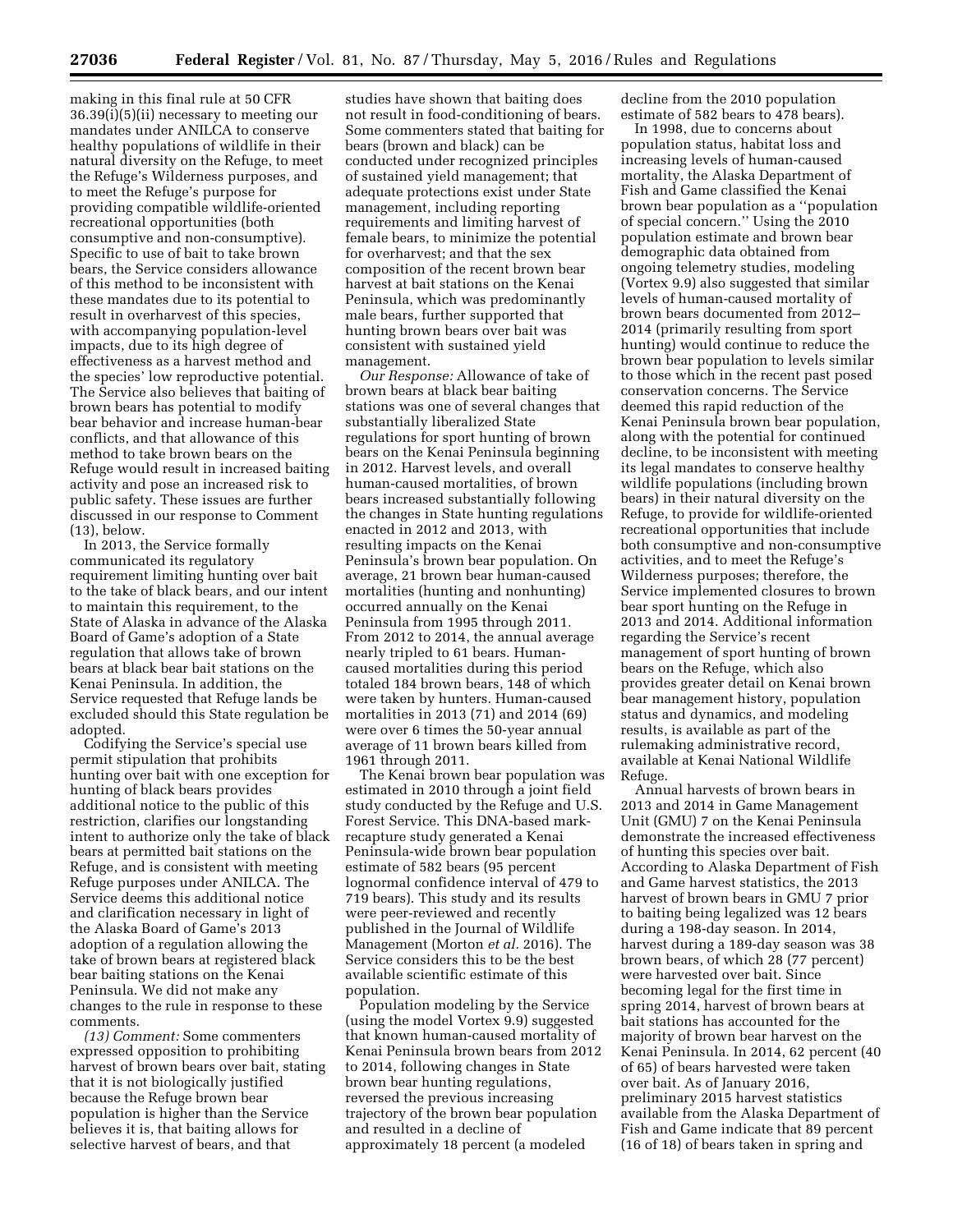making in this final rule at 50 CFR 36.39(i)(5)(ii) necessary to meeting our mandates under ANILCA to conserve healthy populations of wildlife in their natural diversity on the Refuge, to meet the Refuge's Wilderness purposes, and to meet the Refuge's purpose for providing compatible wildlife-oriented recreational opportunities (both consumptive and non-consumptive). Specific to use of bait to take brown bears, the Service considers allowance of this method to be inconsistent with these mandates due to its potential to result in overharvest of this species, with accompanying population-level impacts, due to its high degree of effectiveness as a harvest method and the species' low reproductive potential. The Service also believes that baiting of brown bears has potential to modify bear behavior and increase human-bear conflicts, and that allowance of this method to take brown bears on the Refuge would result in increased baiting activity and pose an increased risk to public safety. These issues are further discussed in our response to Comment (13), below.

In 2013, the Service formally communicated its regulatory requirement limiting hunting over bait to the take of black bears, and our intent to maintain this requirement, to the State of Alaska in advance of the Alaska Board of Game's adoption of a State regulation that allows take of brown bears at black bear bait stations on the Kenai Peninsula. In addition, the Service requested that Refuge lands be excluded should this State regulation be adopted.

Codifying the Service's special use permit stipulation that prohibits hunting over bait with one exception for hunting of black bears provides additional notice to the public of this restriction, clarifies our longstanding intent to authorize only the take of black bears at permitted bait stations on the Refuge, and is consistent with meeting Refuge purposes under ANILCA. The Service deems this additional notice and clarification necessary in light of the Alaska Board of Game's 2013 adoption of a regulation allowing the take of brown bears at registered black bear baiting stations on the Kenai Peninsula. We did not make any changes to the rule in response to these comments.

*(13) Comment:* Some commenters expressed opposition to prohibiting harvest of brown bears over bait, stating that it is not biologically justified because the Refuge brown bear population is higher than the Service believes it is, that baiting allows for selective harvest of bears, and that studies have shown that baiting does not result in food-conditioning of bears. Some commenters stated that baiting for bears (brown and black) can be conducted under recognized principles of sustained yield management; that adequate protections exist under State management, including reporting requirements and limiting harvest of female bears, to minimize the potential for overharvest; and that the sex composition of the recent brown bear harvest at bait stations on the Kenai Peninsula, which was predominantly male bears, further supported that hunting brown bears over bait was consistent with sustained yield management.

*Our Response:* Allowance of take of brown bears at black bear baiting stations was one of several changes that substantially liberalized State regulations for sport hunting of brown bears on the Kenai Peninsula beginning in 2012. Harvest levels, and overall human-caused mortalities, of brown bears increased substantially following the changes in State hunting regulations enacted in 2012 and 2013, with resulting impacts on the Kenai Peninsula's brown bear population. On average, 21 brown bear human-caused mortalities (hunting and nonhunting) occurred annually on the Kenai Peninsula from 1995 through 2011. From 2012 to 2014, the annual average nearly tripled to 61 bears. Human-caused mortalities during this period totaled 184 brown bears, 148 of which were taken by hunters. Human-caused mortalities in 2013 (71) and 2014 (69) were over 6 times the 50-year annual average of 11 brown bears killed from 1961 through 2011.

The Kenai brown bear population was estimated in 2010 through a joint field study conducted by the Refuge and U.S. Forest Service. This DNA-based mark-recapture study generated a Kenai Peninsula-wide brown bear population estimate of 582 bears (95 percent lognormal confidence interval of 479 to 719 bears). This study and its results were peer-reviewed and recently published in the Journal of Wildlife Management (Morton *et al.* 2016). The Service considers this to be the best available scientific estimate of this population.

Population modeling by the Service (using the model Vortex 9.9) suggested that known human-caused mortality of Kenai Peninsula brown bears from 2012 to 2014, following changes in State brown bear hunting regulations, reversed the previous increasing trajectory of the brown bear population and resulted in a decline of approximately 18 percent (a modeled decline from the 2010 population estimate of 582 bears to 478 bears).

In 1998, due to concerns about population status, habitat loss and increasing levels of human-caused mortality, the Alaska Department of Fish and Game classified the Kenai brown bear population as a "population of special concern." Using the 2010 population estimate and brown bear demographic data obtained from ongoing telemetry studies, modeling (Vortex 9.9) also suggested that similar levels of human-caused mortality of brown bears documented from 2012–2014 (primarily resulting from sport hunting) would continue to reduce the brown bear population to levels similar to those which in the recent past posed conservation concerns. The Service deemed this rapid reduction of the Kenai Peninsula brown bear population, along with the potential for continued decline, to be inconsistent with meeting its legal mandates to conserve healthy wildlife populations (including brown bears) in their natural diversity on the Refuge, to provide for wildlife-oriented recreational opportunities that include both consumptive and non-consumptive activities, and to meet the Refuge's Wilderness purposes; therefore, the Service implemented closures to brown bear sport hunting on the Refuge in 2013 and 2014. Additional information regarding the Service's recent management of sport hunting of brown bears on the Refuge, which also provides greater detail on Kenai brown bear management history, population status and dynamics, and modeling results, is available as part of the rulemaking administrative record, available at Kenai National Wildlife Refuge.

Annual harvests of brown bears in 2013 and 2014 in Game Management Unit (GMU) 7 on the Kenai Peninsula demonstrate the increased effectiveness of hunting this species over bait. According to Alaska Department of Fish and Game harvest statistics, the 2013 harvest of brown bears in GMU 7 prior to baiting being legalized was 12 bears during a 198-day season. In 2014, harvest during a 189-day season was 38 brown bears, of which 28 (77 percent) were harvested over bait. Since becoming legal for the first time in spring 2014, harvest of brown bears at bait stations has accounted for the majority of brown bear harvest on the Kenai Peninsula. In 2014, 62 percent (40 of 65) of bears harvested were taken over bait. As of January 2016, preliminary 2015 harvest statistics available from the Alaska Department of Fish and Game indicate that 89 percent (16 of 18) of bears taken in spring and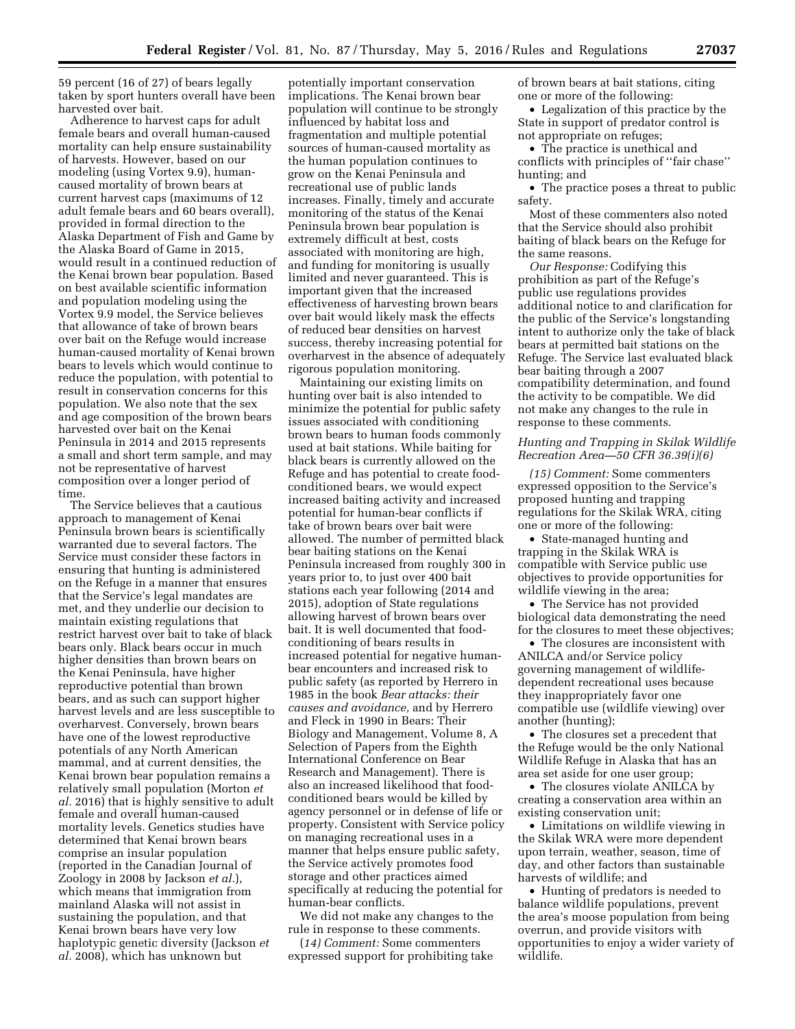59 percent (16 of 27) of bears legally taken by sport hunters overall have been harvested over bait.

Adherence to harvest caps for adult female bears and overall human-caused mortality can help ensure sustainability of harvests. However, based on our modeling (using Vortex 9.9), human-caused mortality of brown bears at current harvest caps (maximums of 12 adult female bears and 60 bears overall), provided in formal direction to the Alaska Department of Fish and Game by the Alaska Board of Game in 2015, would result in a continued reduction of the Kenai brown bear population. Based on best available scientific information and population modeling using the Vortex 9.9 model, the Service believes that allowance of take of brown bears over bait on the Refuge would increase human-caused mortality of Kenai brown bears to levels which would continue to reduce the population, with potential to result in conservation concerns for this population. We also note that the sex and age composition of the brown bears harvested over bait on the Kenai Peninsula in 2014 and 2015 represents a small and short term sample, and may not be representative of harvest composition over a longer period of time.

The Service believes that a cautious approach to management of Kenai Peninsula brown bears is scientifically warranted due to several factors. The Service must consider these factors in ensuring that hunting is administered on the Refuge in a manner that ensures that the Service's legal mandates are met, and they underlie our decision to maintain existing regulations that restrict harvest over bait to take of black bears only. Black bears occur in much higher densities than brown bears on the Kenai Peninsula, have higher reproductive potential than brown bears, and as such can support higher harvest levels and are less susceptible to overharvest. Conversely, brown bears have one of the lowest reproductive potentials of any North American mammal, and at current densities, the Kenai brown bear population remains a relatively small population (Morton *et al.* 2016) that is highly sensitive to adult female and overall human-caused mortality levels. Genetics studies have determined that Kenai brown bears comprise an insular population (reported in the Canadian Journal of Zoology in 2008 by Jackson *et al.*), which means that immigration from mainland Alaska will not assist in sustaining the population, and that Kenai brown bears have very low haplotypic genetic diversity (Jackson *et al.* 2008), which has unknown but potentially important conservation implications. The Kenai brown bear population will continue to be strongly influenced by habitat loss and fragmentation and multiple potential sources of human-caused mortality as the human population continues to grow on the Kenai Peninsula and recreational use of public lands increases. Finally, timely and accurate monitoring of the status of the Kenai Peninsula brown bear population is extremely difficult at best, costs associated with monitoring are high, and funding for monitoring is usually limited and never guaranteed. This is important given that the increased effectiveness of harvesting brown bears over bait would likely mask the effects of reduced bear densities on harvest success, thereby increasing potential for overharvest in the absence of adequately rigorous population monitoring.

Maintaining our existing limits on hunting over bait is also intended to minimize the potential for public safety issues associated with conditioning brown bears to human foods commonly used at bait stations. While baiting for black bears is currently allowed on the Refuge and has potential to create food-conditioned bears, we would expect increased baiting activity and increased potential for human-bear conflicts if take of brown bears over bait were allowed. The number of permitted black bear baiting stations on the Kenai Peninsula increased from roughly 300 in years prior to, to just over 400 bait stations each year following (2014 and 2015), adoption of State regulations allowing harvest of brown bears over bait. It is well documented that food-conditioning of bears results in increased potential for negative human-bear encounters and increased risk to public safety (as reported by Herrero in 1985 in the book *Bear attacks: their causes and avoidance,* and by Herrero and Fleck in 1990 in Bears: Their Biology and Management, Volume 8, A Selection of Papers from the Eighth International Conference on Bear Research and Management). There is also an increased likelihood that food-conditioned bears would be killed by agency personnel or in defense of life or property. Consistent with Service policy on managing recreational uses in a manner that helps ensure public safety, the Service actively promotes food storage and other practices aimed specifically at reducing the potential for human-bear conflicts.

We did not make any changes to the rule in response to these comments.

(*14) Comment:* Some commenters expressed support for prohibiting take of brown bears at bait stations, citing one or more of the following:

- Legalization of this practice by the State in support of predator control is not appropriate on refuges;
- The practice is unethical and conflicts with principles of ''fair chase'' hunting; and
- The practice poses a threat to public safety.

Most of these commenters also noted that the Service should also prohibit baiting of black bears on the Refuge for the same reasons.

*Our Response:* Codifying this prohibition as part of the Refuge's public use regulations provides additional notice to and clarification for the public of the Service's longstanding intent to authorize only the take of black bears at permitted bait stations on the Refuge. The Service last evaluated black bear baiting through a 2007 compatibility determination, and found the activity to be compatible. We did not make any changes to the rule in response to these comments.

*Hunting and Trapping in Skilak Wildlife Recreation Area—50 CFR 36.39(i)(6)*

*(15) Comment:* Some commenters expressed opposition to the Service's proposed hunting and trapping regulations for the Skilak WRA, citing one or more of the following:

- State-managed hunting and trapping in the Skilak WRA is compatible with Service public use objectives to provide opportunities for wildlife viewing in the area;
- The Service has not provided biological data demonstrating the need for the closures to meet these objectives;
- The closures are inconsistent with ANILCA and/or Service policy governing management of wildlife-dependent recreational uses because they inappropriately favor one compatible use (wildlife viewing) over another (hunting);
- The closures set a precedent that the Refuge would be the only National Wildlife Refuge in Alaska that has an area set aside for one user group;
- The closures violate ANILCA by creating a conservation area within an existing conservation unit;
- Limitations on wildlife viewing in the Skilak WRA were more dependent upon terrain, weather, season, time of day, and other factors than sustainable harvests of wildlife; and
- Hunting of predators is needed to balance wildlife populations, prevent the area's moose population from being overrun, and provide visitors with opportunities to enjoy a wider variety of wildlife.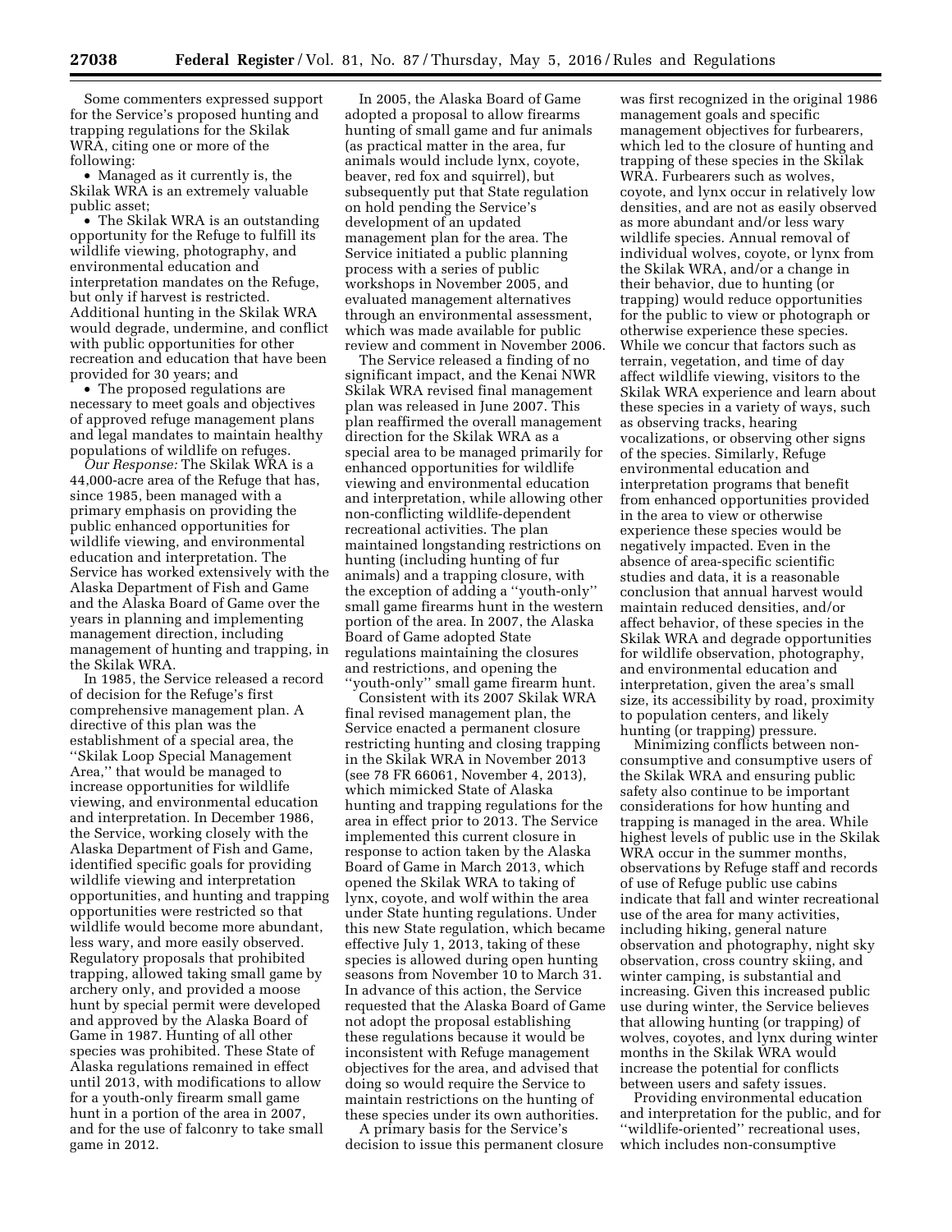Some commenters expressed support for the Service's proposed hunting and trapping regulations for the Skilak WRA, citing one or more of the following:

- Managed as it currently is, the Skilak WRA is an extremely valuable public asset;
- The Skilak WRA is an outstanding opportunity for the Refuge to fulfill its wildlife viewing, photography, and environmental education and interpretation mandates on the Refuge, but only if harvest is restricted. Additional hunting in the Skilak WRA would degrade, undermine, and conflict with public opportunities for other recreation and education that have been provided for 30 years; and
- The proposed regulations are necessary to meet goals and objectives of approved refuge management plans and legal mandates to maintain healthy populations of wildlife on refuges.

*Our Response:* The Skilak WRA is a 44,000-acre area of the Refuge that has, since 1985, been managed with a primary emphasis on providing the public enhanced opportunities for wildlife viewing, and environmental education and interpretation. The Service has worked extensively with the Alaska Department of Fish and Game and the Alaska Board of Game over the years in planning and implementing management direction, including management of hunting and trapping, in the Skilak WRA.

In 1985, the Service released a record of decision for the Refuge's first comprehensive management plan. A directive of this plan was the establishment of a special area, the ''Skilak Loop Special Management Area,'' that would be managed to increase opportunities for wildlife viewing, and environmental education and interpretation. In December 1986, the Service, working closely with the Alaska Department of Fish and Game, identified specific goals for providing wildlife viewing and interpretation opportunities, and hunting and trapping opportunities were restricted so that wildlife would become more abundant, less wary, and more easily observed. Regulatory proposals that prohibited trapping, allowed taking small game by archery only, and provided a moose hunt by special permit were developed and approved by the Alaska Board of Game in 1987. Hunting of all other species was prohibited. These State of Alaska regulations remained in effect until 2013, with modifications to allow for a youth-only firearm small game hunt in a portion of the area in 2007, and for the use of falconry to take small game in 2012.

In 2005, the Alaska Board of Game adopted a proposal to allow firearms hunting of small game and fur animals (as practical matter in the area, fur animals would include lynx, coyote, beaver, red fox and squirrel), but subsequently put that State regulation on hold pending the Service's development of an updated management plan for the area. The Service initiated a public planning process with a series of public workshops in November 2005, and evaluated management alternatives through an environmental assessment, which was made available for public review and comment in November 2006.

The Service released a finding of no significant impact, and the Kenai NWR Skilak WRA revised final management plan was released in June 2007. This plan reaffirmed the overall management direction for the Skilak WRA as a special area to be managed primarily for enhanced opportunities for wildlife viewing and environmental education and interpretation, while allowing other non-conflicting wildlife-dependent recreational activities. The plan maintained longstanding restrictions on hunting (including hunting of fur animals) and a trapping closure, with the exception of adding a ''youth-only'' small game firearms hunt in the western portion of the area. In 2007, the Alaska Board of Game adopted State regulations maintaining the closures and restrictions, and opening the ''youth-only'' small game firearm hunt.

Consistent with its 2007 Skilak WRA final revised management plan, the Service enacted a permanent closure restricting hunting and closing trapping in the Skilak WRA in November 2013 (see 78 FR 66061, November 4, 2013), which mimicked State of Alaska hunting and trapping regulations for the area in effect prior to 2013. The Service implemented this current closure in response to action taken by the Alaska Board of Game in March 2013, which opened the Skilak WRA to taking of lynx, coyote, and wolf within the area under State hunting regulations. Under this new State regulation, which became effective July 1, 2013, taking of these species is allowed during open hunting seasons from November 10 to March 31. In advance of this action, the Service requested that the Alaska Board of Game not adopt the proposal establishing these regulations because it would be inconsistent with Refuge management objectives for the area, and advised that doing so would require the Service to maintain restrictions on the hunting of these species under its own authorities.

A primary basis for the Service's decision to issue this permanent closure was first recognized in the original 1986 management goals and specific management objectives for furbearers, which led to the closure of hunting and trapping of these species in the Skilak WRA. Furbearers such as wolves, coyote, and lynx occur in relatively low densities, and are not as easily observed as more abundant and/or less wary wildlife species. Annual removal of individual wolves, coyote, or lynx from the Skilak WRA, and/or a change in their behavior, due to hunting (or trapping) would reduce opportunities for the public to view or photograph or otherwise experience these species. While we concur that factors such as terrain, vegetation, and time of day affect wildlife viewing, visitors to the Skilak WRA experience and learn about these species in a variety of ways, such as observing tracks, hearing vocalizations, or observing other signs of the species. Similarly, Refuge environmental education and interpretation programs that benefit from enhanced opportunities provided in the area to view or otherwise experience these species would be negatively impacted. Even in the absence of area-specific scientific studies and data, it is a reasonable conclusion that annual harvest would maintain reduced densities, and/or affect behavior, of these species in the Skilak WRA and degrade opportunities for wildlife observation, photography, and environmental education and interpretation, given the area's small size, its accessibility by road, proximity to population centers, and likely hunting (or trapping) pressure.

Minimizing conflicts between non-consumptive and consumptive users of the Skilak WRA and ensuring public safety also continue to be important considerations for how hunting and trapping is managed in the area. While highest levels of public use in the Skilak WRA occur in the summer months, observations by Refuge staff and records of use of Refuge public use cabins indicate that fall and winter recreational use of the area for many activities, including hiking, general nature observation and photography, night sky observation, cross country skiing, and winter camping, is substantial and increasing. Given this increased public use during winter, the Service believes that allowing hunting (or trapping) of wolves, coyotes, and lynx during winter months in the Skilak WRA would increase the potential for conflicts between users and safety issues.

Providing environmental education and interpretation for the public, and for ''wildlife-oriented'' recreational uses, which includes non-consumptive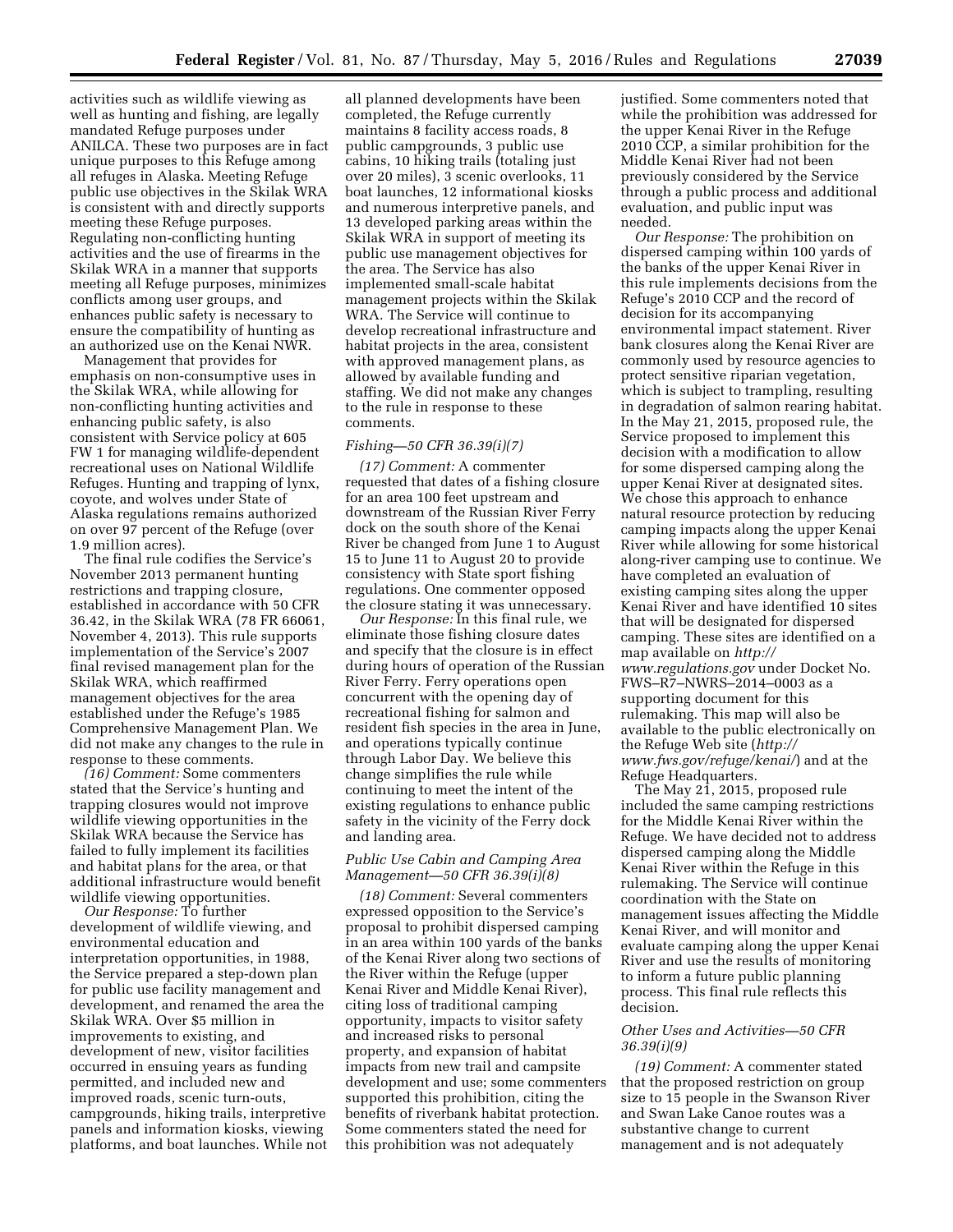activities such as wildlife viewing as well as hunting and fishing, are legally mandated Refuge purposes under ANILCA. These two purposes are in fact unique purposes to this Refuge among all refuges in Alaska. Meeting Refuge public use objectives in the Skilak WRA is consistent with and directly supports meeting these Refuge purposes. Regulating non-conflicting hunting activities and the use of firearms in the Skilak WRA in a manner that supports meeting all Refuge purposes, minimizes conflicts among user groups, and enhances public safety is necessary to ensure the compatibility of hunting as an authorized use on the Kenai NWR.

Management that provides for emphasis on non-consumptive uses in the Skilak WRA, while allowing for non-conflicting hunting activities and enhancing public safety, is also consistent with Service policy at 605 FW 1 for managing wildlife-dependent recreational uses on National Wildlife Refuges. Hunting and trapping of lynx, coyote, and wolves under State of Alaska regulations remains authorized on over 97 percent of the Refuge (over 1.9 million acres).

The final rule codifies the Service's November 2013 permanent hunting restrictions and trapping closure, established in accordance with 50 CFR 36.42, in the Skilak WRA (78 FR 66061, November 4, 2013). This rule supports implementation of the Service's 2007 final revised management plan for the Skilak WRA, which reaffirmed management objectives for the area established under the Refuge's 1985 Comprehensive Management Plan. We did not make any changes to the rule in response to these comments.

*(16) Comment:* Some commenters stated that the Service's hunting and trapping closures would not improve wildlife viewing opportunities in the Skilak WRA because the Service has failed to fully implement its facilities and habitat plans for the area, or that additional infrastructure would benefit wildlife viewing opportunities.

*Our Response:* To further development of wildlife viewing, and environmental education and interpretation opportunities, in 1988, the Service prepared a step-down plan for public use facility management and development, and renamed the area the Skilak WRA. Over $5 million in improvements to existing, and development of new, visitor facilities occurred in ensuing years as funding permitted, and included new and improved roads, scenic turn-outs, campgrounds, hiking trails, interpretive panels and information kiosks, viewing platforms, and boat launches. While not all planned developments have been completed, the Refuge currently maintains 8 facility access roads, 8 public campgrounds, 3 public use cabins, 10 hiking trails (totaling just over 20 miles), 3 scenic overlooks, 11 boat launches, 12 informational kiosks and numerous interpretive panels, and 13 developed parking areas within the Skilak WRA in support of meeting its public use management objectives for the area. The Service has also implemented small-scale habitat management projects within the Skilak WRA. The Service will continue to develop recreational infrastructure and habitat projects in the area, consistent with approved management plans, as allowed by available funding and staffing. We did not make any changes to the rule in response to these comments.

### *Fishing—50 CFR 36.39(i)(7)*

*(17) Comment:* A commenter requested that dates of a fishing closure for an area 100 feet upstream and downstream of the Russian River Ferry dock on the south shore of the Kenai River be changed from June 1 to August 15 to June 11 to August 20 to provide consistency with State sport fishing regulations. One commenter opposed the closure stating it was unnecessary.

*Our Response:* In this final rule, we eliminate those fishing closure dates and specify that the closure is in effect during hours of operation of the Russian River Ferry. Ferry operations open concurrent with the opening day of recreational fishing for salmon and resident fish species in the area in June, and operations typically continue through Labor Day. We believe this change simplifies the rule while continuing to meet the intent of the existing regulations to enhance public safety in the vicinity of the Ferry dock and landing area.

### *Public Use Cabin and Camping Area Management—50 CFR 36.39(i)(8)*

*(18) Comment:* Several commenters expressed opposition to the Service's proposal to prohibit dispersed camping in an area within 100 yards of the banks of the Kenai River along two sections of the River within the Refuge (upper Kenai River and Middle Kenai River), citing loss of traditional camping opportunity, impacts to visitor safety and increased risks to personal property, and expansion of habitat impacts from new trail and campsite development and use; some commenters supported this prohibition, citing the benefits of riverbank habitat protection. Some commenters stated the need for this prohibition was not adequately justified. Some commenters noted that while the prohibition was addressed for the upper Kenai River in the Refuge 2010 CCP, a similar prohibition for the Middle Kenai River had not been previously considered by the Service through a public process and additional evaluation, and public input was needed.

*Our Response:* The prohibition on dispersed camping within 100 yards of the banks of the upper Kenai River in this rule implements decisions from the Refuge's 2010 CCP and the record of decision for its accompanying environmental impact statement. River bank closures along the Kenai River are commonly used by resource agencies to protect sensitive riparian vegetation, which is subject to trampling, resulting in degradation of salmon rearing habitat. In the May 21, 2015, proposed rule, the Service proposed to implement this decision with a modification to allow for some dispersed camping along the upper Kenai River at designated sites. We chose this approach to enhance natural resource protection by reducing camping impacts along the upper Kenai River while allowing for some historical along-river camping use to continue. We have completed an evaluation of existing camping sites along the upper Kenai River and have identified 10 sites that will be designated for dispersed camping. These sites are identified on a map available on *http://www.regulations.gov* under Docket No. FWS–R7–NWRS–2014–0003 as a supporting document for this rulemaking. This map will also be available to the public electronically on the Refuge Web site (*http://www.fws.gov/refuge/kenai/*) and at the Refuge Headquarters.

The May 21, 2015, proposed rule included the same camping restrictions for the Middle Kenai River within the Refuge. We have decided not to address dispersed camping along the Middle Kenai River within the Refuge in this rulemaking. The Service will continue coordination with the State on management issues affecting the Middle Kenai River, and will monitor and evaluate camping along the upper Kenai River and use the results of monitoring to inform a future public planning process. This final rule reflects this decision.

### *Other Uses and Activities—50 CFR 36.39(i)(9)*

*(19) Comment:* A commenter stated that the proposed restriction on group size to 15 people in the Swanson River and Swan Lake Canoe routes was a substantive change to current management and is not adequately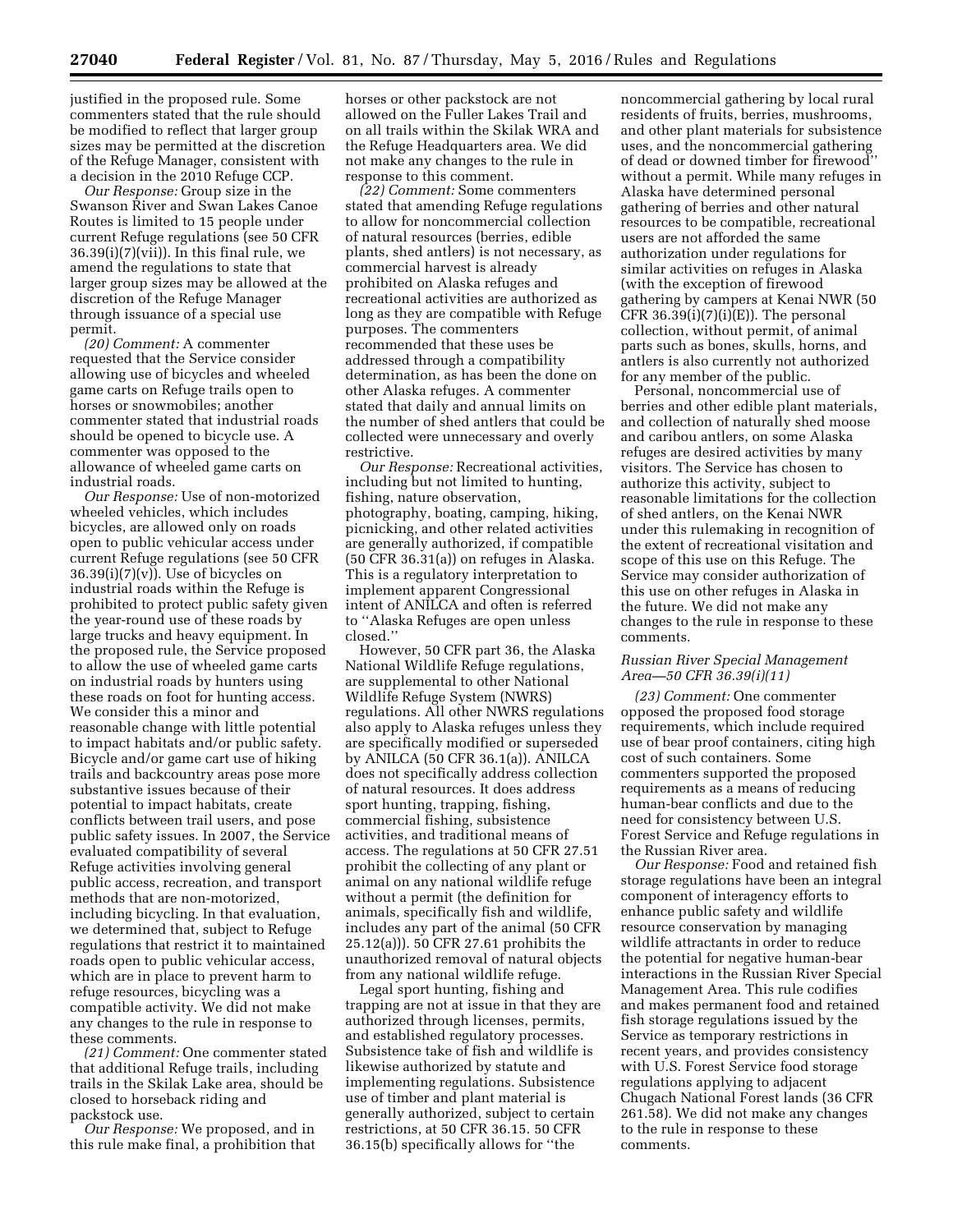justified in the proposed rule. Some commenters stated that the rule should be modified to reflect that larger group sizes may be permitted at the discretion of the Refuge Manager, consistent with a decision in the 2010 Refuge CCP.

*Our Response:* Group size in the Swanson River and Swan Lakes Canoe Routes is limited to 15 people under current Refuge regulations (see 50 CFR 36.39(i)(7)(vii)). In this final rule, we amend the regulations to state that larger group sizes may be allowed at the discretion of the Refuge Manager through issuance of a special use permit.

*(20) Comment:* A commenter requested that the Service consider allowing use of bicycles and wheeled game carts on Refuge trails open to horses or snowmobiles; another commenter stated that industrial roads should be opened to bicycle use. A commenter was opposed to the allowance of wheeled game carts on industrial roads.

*Our Response:* Use of non-motorized wheeled vehicles, which includes bicycles, are allowed only on roads open to public vehicular access under current Refuge regulations (see 50 CFR 36.39(i)(7)(v)). Use of bicycles on industrial roads within the Refuge is prohibited to protect public safety given the year-round use of these roads by large trucks and heavy equipment. In the proposed rule, the Service proposed to allow the use of wheeled game carts on industrial roads by hunters using these roads on foot for hunting access. We consider this a minor and reasonable change with little potential to impact habitats and/or public safety. Bicycle and/or game cart use of hiking trails and backcountry areas pose more substantive issues because of their potential to impact habitats, create conflicts between trail users, and pose public safety issues. In 2007, the Service evaluated compatibility of several Refuge activities involving general public access, recreation, and transport methods that are non-motorized, including bicycling. In that evaluation, we determined that, subject to Refuge regulations that restrict it to maintained roads open to public vehicular access, which are in place to prevent harm to refuge resources, bicycling was a compatible activity. We did not make any changes to the rule in response to these comments.

*(21) Comment:* One commenter stated that additional Refuge trails, including trails in the Skilak Lake area, should be closed to horseback riding and packstock use.

*Our Response:* We proposed, and in this rule make final, a prohibition that horses or other packstock are not allowed on the Fuller Lakes Trail and on all trails within the Skilak WRA and the Refuge Headquarters area. We did not make any changes to the rule in response to this comment.

*(22) Comment:* Some commenters stated that amending Refuge regulations to allow for noncommercial collection of natural resources (berries, edible plants, shed antlers) is not necessary, as commercial harvest is already prohibited on Alaska refuges and recreational activities are authorized as long as they are compatible with Refuge purposes. The commenters recommended that these uses be addressed through a compatibility determination, as has been the done on other Alaska refuges. A commenter stated that daily and annual limits on the number of shed antlers that could be collected were unnecessary and overly restrictive.

*Our Response:* Recreational activities, including but not limited to hunting, fishing, nature observation, photography, boating, camping, hiking, picnicking, and other related activities are generally authorized, if compatible (50 CFR 36.31(a)) on refuges in Alaska. This is a regulatory interpretation to implement apparent Congressional intent of ANILCA and often is referred to ''Alaska Refuges are open unless closed.''

However, 50 CFR part 36, the Alaska National Wildlife Refuge regulations, are supplemental to other National Wildlife Refuge System (NWRS) regulations. All other NWRS regulations also apply to Alaska refuges unless they are specifically modified or superseded by ANILCA (50 CFR 36.1(a)). ANILCA does not specifically address collection of natural resources. It does address sport hunting, trapping, fishing, commercial fishing, subsistence activities, and traditional means of access. The regulations at 50 CFR 27.51 prohibit the collecting of any plant or animal on any national wildlife refuge without a permit (the definition for animals, specifically fish and wildlife, includes any part of the animal (50 CFR 25.12(a))). 50 CFR 27.61 prohibits the unauthorized removal of natural objects from any national wildlife refuge.

Legal sport hunting, fishing and trapping are not at issue in that they are authorized through licenses, permits, and established regulatory processes. Subsistence take of fish and wildlife is likewise authorized by statute and implementing regulations. Subsistence use of timber and plant material is generally authorized, subject to certain restrictions, at 50 CFR 36.15. 50 CFR 36.15(b) specifically allows for ''the noncommercial gathering by local rural residents of fruits, berries, mushrooms, and other plant materials for subsistence uses, and the noncommercial gathering of dead or downed timber for firewood'' without a permit. While many refuges in Alaska have determined personal gathering of berries and other natural resources to be compatible, recreational users are not afforded the same authorization under regulations for similar activities on refuges in Alaska (with the exception of firewood gathering by campers at Kenai NWR (50 CFR 36.39(i)(7)(i)(E)). The personal collection, without permit, of animal parts such as bones, skulls, horns, and antlers is also currently not authorized for any member of the public.

Personal, noncommercial use of berries and other edible plant materials, and collection of naturally shed moose and caribou antlers, on some Alaska refuges are desired activities by many visitors. The Service has chosen to authorize this activity, subject to reasonable limitations for the collection of shed antlers, on the Kenai NWR under this rulemaking in recognition of the extent of recreational visitation and scope of this use on this Refuge. The Service may consider authorization of this use on other refuges in Alaska in the future. We did not make any changes to the rule in response to these comments.

### *Russian River Special Management Area—50 CFR 36.39(i)(11)*

*(23) Comment:* One commenter opposed the proposed food storage requirements, which include required use of bear proof containers, citing high cost of such containers. Some commenters supported the proposed requirements as a means of reducing human-bear conflicts and due to the need for consistency between U.S. Forest Service and Refuge regulations in the Russian River area.

*Our Response:* Food and retained fish storage regulations have been an integral component of interagency efforts to enhance public safety and wildlife resource conservation by managing wildlife attractants in order to reduce the potential for negative human-bear interactions in the Russian River Special Management Area. This rule codifies and makes permanent food and retained fish storage regulations issued by the Service as temporary restrictions in recent years, and provides consistency with U.S. Forest Service food storage regulations applying to adjacent Chugach National Forest lands (36 CFR 261.58). We did not make any changes to the rule in response to these comments.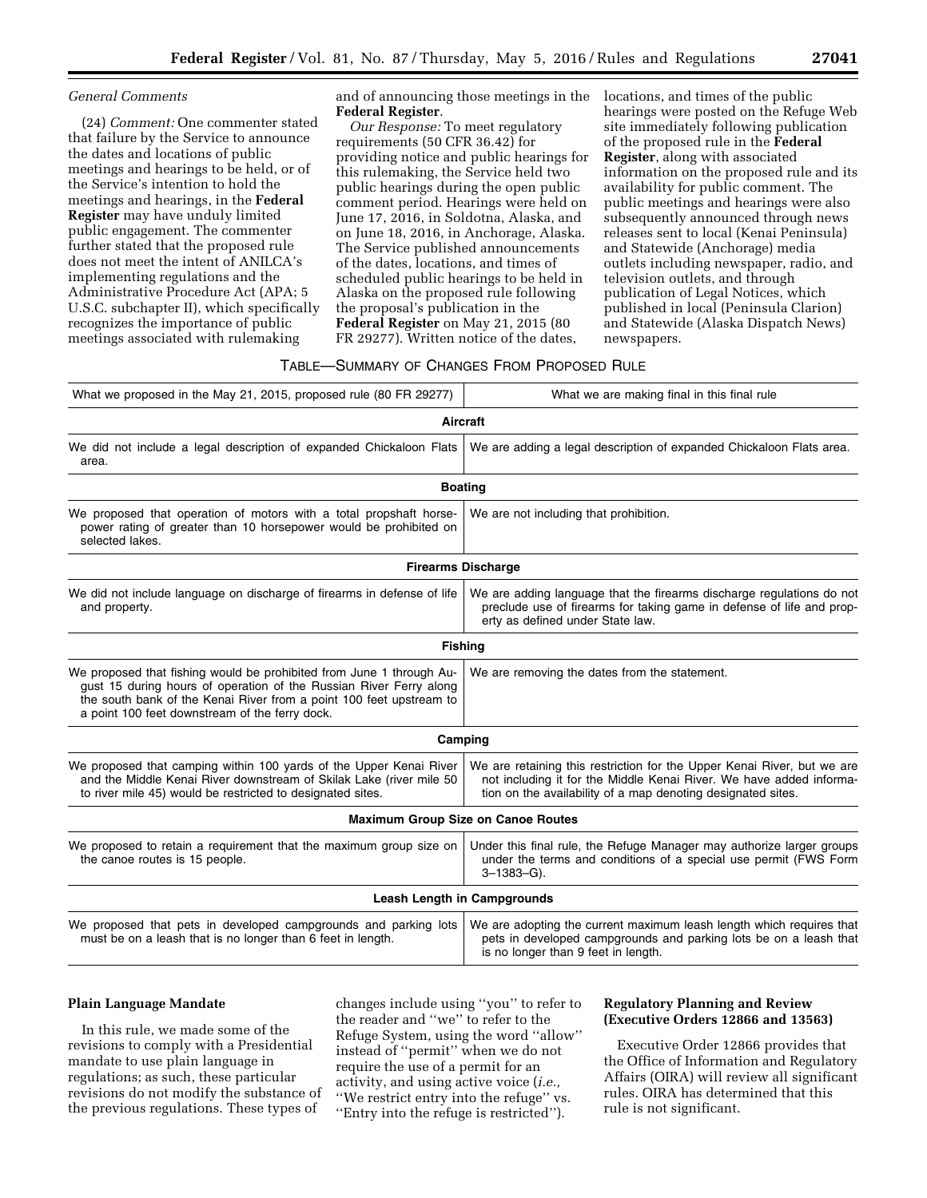*General Comments*

(24) *Comment:* One commenter stated that failure by the Service to announce the dates and locations of public meetings and hearings to be held, or of the Service's intention to hold the meetings and hearings, in the **Federal Register** may have unduly limited public engagement. The commenter further stated that the proposed rule does not meet the intent of ANILCA's implementing regulations and the Administrative Procedure Act (APA; 5 U.S.C. subchapter II), which specifically recognizes the importance of public meetings associated with rulemaking and of announcing those meetings in the **Federal Register**.

*Our Response:* To meet regulatory requirements (50 CFR 36.42) for providing notice and public hearings for this rulemaking, the Service held two public hearings during the open public comment period. Hearings were held on June 17, 2016, in Soldotna, Alaska, and on June 18, 2016, in Anchorage, Alaska. The Service published announcements of the dates, locations, and times of scheduled public hearings to be held in Alaska on the proposed rule following the proposal's publication in the **Federal Register** on May 21, 2015 (80 FR 29277). Written notice of the dates, locations, and times of the public hearings were posted on the Refuge Web site immediately following publication of the proposed rule in the **Federal Register**, along with associated information on the proposed rule and its availability for public comment. The public meetings and hearings were also subsequently announced through news releases sent to local (Kenai Peninsula) and Statewide (Anchorage) media outlets including newspaper, radio, and television outlets, and through publication of Legal Notices, which published in local (Peninsula Clarion) and Statewide (Alaska Dispatch News) newspapers.

TABLE—SUMMARY OF CHANGES FROM PROPOSED RULE

| What we proposed in the May 21, 2015, proposed rule (80 FR 29277) | What we are making final in this final rule |
|---|---|
| **Aircraft** | |
| We did not include a legal description of expanded Chickaloon Flats area. | We are adding a legal description of expanded Chickaloon Flats area. |
| **Boating** | |
| We proposed that operation of motors with a total propshaft horsepower rating of greater than 10 horsepower would be prohibited on selected lakes. | We are not including that prohibition. |
| **Firearms Discharge** | |
| We did not include language on discharge of firearms in defense of life and property. | We are adding language that the firearms discharge regulations do not preclude use of firearms for taking game in defense of life and property as defined under State law. |
| **Fishing** | |
| We proposed that fishing would be prohibited from June 1 through August 15 during hours of operation of the Russian River Ferry along the south bank of the Kenai River from a point 100 feet upstream to a point 100 feet downstream of the ferry dock. | We are removing the dates from the statement. |
| **Camping** | |
| We proposed that camping within 100 yards of the Upper Kenai River and the Middle Kenai River downstream of Skilak Lake (river mile 50 to river mile 45) would be restricted to designated sites. | We are retaining this restriction for the Upper Kenai River, but we are not including it for the Middle Kenai River. We have added information on the availability of a map denoting designated sites. |
| **Maximum Group Size on Canoe Routes** | |
| We proposed to retain a requirement that the maximum group size on the canoe routes is 15 people. | Under this final rule, the Refuge Manager may authorize larger groups under the terms and conditions of a special use permit (FWS Form 3–1383–G). |
| **Leash Length in Campgrounds** | |
| We proposed that pets in developed campgrounds and parking lots must be on a leash that is no longer than 6 feet in length. | We are adopting the current maximum leash length which requires that pets in developed campgrounds and parking lots be on a leash that is no longer than 9 feet in length. |

**Plain Language Mandate**

In this rule, we made some of the revisions to comply with a Presidential mandate to use plain language in regulations; as such, these particular revisions do not modify the substance of the previous regulations. These types of changes include using ''you'' to refer to the reader and ''we'' to refer to the Refuge System, using the word ''allow'' instead of ''permit'' when we do not require the use of a permit for an activity, and using active voice (*i.e.,* ''We restrict entry into the refuge'' vs. ''Entry into the refuge is restricted'').

**Regulatory Planning and Review (Executive Orders 12866 and 13563)**

Executive Order 12866 provides that the Office of Information and Regulatory Affairs (OIRA) will review all significant rules. OIRA has determined that this rule is not significant.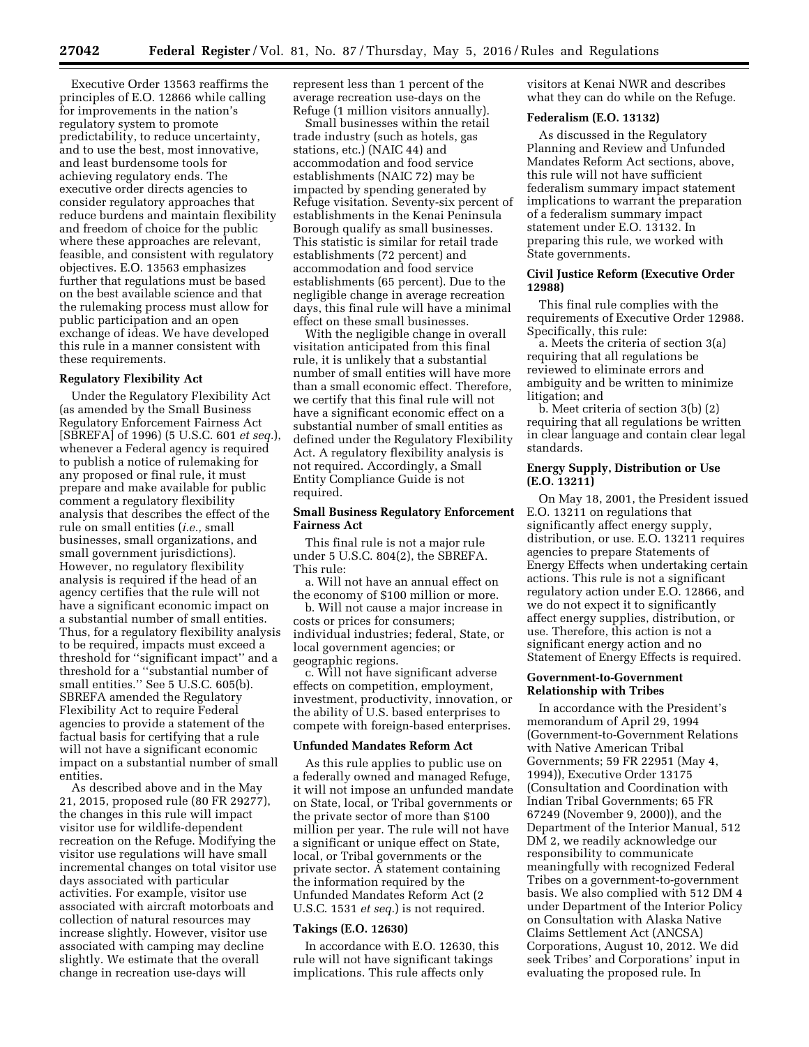Executive Order 13563 reaffirms the principles of E.O. 12866 while calling for improvements in the nation's regulatory system to promote predictability, to reduce uncertainty, and to use the best, most innovative, and least burdensome tools for achieving regulatory ends. The executive order directs agencies to consider regulatory approaches that reduce burdens and maintain flexibility and freedom of choice for the public where these approaches are relevant, feasible, and consistent with regulatory objectives. E.O. 13563 emphasizes further that regulations must be based on the best available science and that the rulemaking process must allow for public participation and an open exchange of ideas. We have developed this rule in a manner consistent with these requirements.

**Regulatory Flexibility Act**

Under the Regulatory Flexibility Act (as amended by the Small Business Regulatory Enforcement Fairness Act [SBREFA] of 1996) (5 U.S.C. 601 *et seq.*), whenever a Federal agency is required to publish a notice of rulemaking for any proposed or final rule, it must prepare and make available for public comment a regulatory flexibility analysis that describes the effect of the rule on small entities (*i.e.,* small businesses, small organizations, and small government jurisdictions). However, no regulatory flexibility analysis is required if the head of an agency certifies that the rule will not have a significant economic impact on a substantial number of small entities. Thus, for a regulatory flexibility analysis to be required, impacts must exceed a threshold for "significant impact" and a threshold for a "substantial number of small entities." See 5 U.S.C. 605(b). SBREFA amended the Regulatory Flexibility Act to require Federal agencies to provide a statement of the factual basis for certifying that a rule will not have a significant economic impact on a substantial number of small entities.

As described above and in the May 21, 2015, proposed rule (80 FR 29277), the changes in this rule will impact visitor use for wildlife-dependent recreation on the Refuge. Modifying the visitor use regulations will have small incremental changes on total visitor use days associated with particular activities. For example, visitor use associated with aircraft motorboats and collection of natural resources may increase slightly. However, visitor use associated with camping may decline slightly. We estimate that the overall change in recreation use-days will represent less than 1 percent of the average recreation use-days on the Refuge (1 million visitors annually).

Small businesses within the retail trade industry (such as hotels, gas stations, etc.) (NAIC 44) and accommodation and food service establishments (NAIC 72) may be impacted by spending generated by Refuge visitation. Seventy-six percent of establishments in the Kenai Peninsula Borough qualify as small businesses. This statistic is similar for retail trade establishments (72 percent) and accommodation and food service establishments (65 percent). Due to the negligible change in average recreation days, this final rule will have a minimal effect on these small businesses.

With the negligible change in overall visitation anticipated from this final rule, it is unlikely that a substantial number of small entities will have more than a small economic effect. Therefore, we certify that this final rule will not have a significant economic effect on a substantial number of small entities as defined under the Regulatory Flexibility Act. A regulatory flexibility analysis is not required. Accordingly, a Small Entity Compliance Guide is not required.

**Small Business Regulatory Enforcement Fairness Act**

This final rule is not a major rule under 5 U.S.C. 804(2), the SBREFA. This rule:

a. Will not have an annual effect on the economy of $100 million or more.

b. Will not cause a major increase in costs or prices for consumers; individual industries; federal, State, or local government agencies; or geographic regions.

c. Will not have significant adverse effects on competition, employment, investment, productivity, innovation, or the ability of U.S. based enterprises to compete with foreign-based enterprises.

**Unfunded Mandates Reform Act**

As this rule applies to public use on a federally owned and managed Refuge, it will not impose an unfunded mandate on State, local, or Tribal governments or the private sector of more than $100 million per year. The rule will not have a significant or unique effect on State, local, or Tribal governments or the private sector. A statement containing the information required by the Unfunded Mandates Reform Act (2 U.S.C. 1531 *et seq.*) is not required.

**Takings (E.O. 12630)**

In accordance with E.O. 12630, this rule will not have significant takings implications. This rule affects only visitors at Kenai NWR and describes what they can do while on the Refuge.

**Federalism (E.O. 13132)**

As discussed in the Regulatory Planning and Review and Unfunded Mandates Reform Act sections, above, this rule will not have sufficient federalism summary impact statement implications to warrant the preparation of a federalism summary impact statement under E.O. 13132. In preparing this rule, we worked with State governments.

**Civil Justice Reform (Executive Order 12988)**

This final rule complies with the requirements of Executive Order 12988. Specifically, this rule:

a. Meets the criteria of section 3(a) requiring that all regulations be reviewed to eliminate errors and ambiguity and be written to minimize litigation; and

b. Meet criteria of section 3(b) (2) requiring that all regulations be written in clear language and contain clear legal standards.

**Energy Supply, Distribution or Use (E.O. 13211)**

On May 18, 2001, the President issued E.O. 13211 on regulations that significantly affect energy supply, distribution, or use. E.O. 13211 requires agencies to prepare Statements of Energy Effects when undertaking certain actions. This rule is not a significant regulatory action under E.O. 12866, and we do not expect it to significantly affect energy supplies, distribution, or use. Therefore, this action is not a significant energy action and no Statement of Energy Effects is required.

**Government-to-Government Relationship with Tribes**

In accordance with the President's memorandum of April 29, 1994 (Government-to-Government Relations with Native American Tribal Governments; 59 FR 22951 (May 4, 1994)), Executive Order 13175 (Consultation and Coordination with Indian Tribal Governments; 65 FR 67249 (November 9, 2000)), and the Department of the Interior Manual, 512 DM 2, we readily acknowledge our responsibility to communicate meaningfully with recognized Federal Tribes on a government-to-government basis. We also complied with 512 DM 4 under Department of the Interior Policy on Consultation with Alaska Native Claims Settlement Act (ANCSA) Corporations, August 10, 2012. We did seek Tribes' and Corporations' input in evaluating the proposed rule. In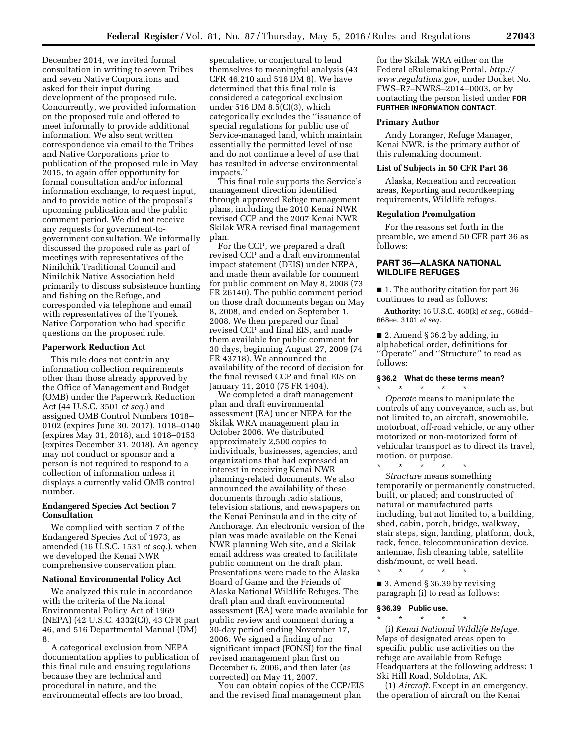December 2014, we invited formal consultation in writing to seven Tribes and seven Native Corporations and asked for their input during development of the proposed rule. Concurrently, we provided information on the proposed rule and offered to meet informally to provide additional information. We also sent written correspondence via email to the Tribes and Native Corporations prior to publication of the proposed rule in May 2015, to again offer opportunity for formal consultation and/or informal information exchange, to request input, and to provide notice of the proposal's upcoming publication and the public comment period. We did not receive any requests for government-to-government consultation. We informally discussed the proposed rule as part of meetings with representatives of the Ninilchik Traditional Council and Ninilchik Native Association held primarily to discuss subsistence hunting and fishing on the Refuge, and corresponded via telephone and email with representatives of the Tyonek Native Corporation who had specific questions on the proposed rule.

## Paperwork Reduction Act

This rule does not contain any information collection requirements other than those already approved by the Office of Management and Budget (OMB) under the Paperwork Reduction Act (44 U.S.C. 3501 *et seq.*) and assigned OMB Control Numbers 1018–0102 (expires June 30, 2017), 1018–0140 (expires May 31, 2018), and 1018–0153 (expires December 31, 2018). An agency may not conduct or sponsor and a person is not required to respond to a collection of information unless it displays a currently valid OMB control number.

## Endangered Species Act Section 7 Consultation

We complied with section 7 of the Endangered Species Act of 1973, as amended (16 U.S.C. 1531 *et seq.*), when we developed the Kenai NWR comprehensive conservation plan.

## National Environmental Policy Act

We analyzed this rule in accordance with the criteria of the National Environmental Policy Act of 1969 (NEPA) (42 U.S.C. 4332(C)), 43 CFR part 46, and 516 Departmental Manual (DM) 8.

A categorical exclusion from NEPA documentation applies to publication of this final rule and ensuing regulations because they are technical and procedural in nature, and the environmental effects are too broad, speculative, or conjectural to lend themselves to meaningful analysis (43 CFR 46.210 and 516 DM 8). We have determined that this final rule is considered a categorical exclusion under 516 DM 8.5(C)(3), which categorically excludes the ''issuance of special regulations for public use of Service-managed land, which maintain essentially the permitted level of use and do not continue a level of use that has resulted in adverse environmental impacts.''

This final rule supports the Service's management direction identified through approved Refuge management plans, including the 2010 Kenai NWR revised CCP and the 2007 Kenai NWR Skilak WRA revised final management plan.

For the CCP, we prepared a draft revised CCP and a draft environmental impact statement (DEIS) under NEPA, and made them available for comment for public comment on May 8, 2008 (73 FR 26140). The public comment period on those draft documents began on May 8, 2008, and ended on September 1, 2008. We then prepared our final revised CCP and final EIS, and made them available for public comment for 30 days, beginning August 27, 2009 (74 FR 43718). We announced the availability of the record of decision for the final revised CCP and final EIS on January 11, 2010 (75 FR 1404).

We completed a draft management plan and draft environmental assessment (EA) under NEPA for the Skilak WRA management plan in October 2006. We distributed approximately 2,500 copies to individuals, businesses, agencies, and organizations that had expressed an interest in receiving Kenai NWR planning-related documents. We also announced the availability of these documents through radio stations, television stations, and newspapers on the Kenai Peninsula and in the city of Anchorage. An electronic version of the plan was made available on the Kenai NWR planning Web site, and a Skilak email address was created to facilitate public comment on the draft plan. Presentations were made to the Alaska Board of Game and the Friends of Alaska National Wildlife Refuges. The draft plan and draft environmental assessment (EA) were made available for public review and comment during a 30-day period ending November 17, 2006. We signed a finding of no significant impact (FONSI) for the final revised management plan first on December 6, 2006, and then later (as corrected) on May 11, 2007.

You can obtain copies of the CCP/EIS and the revised final management plan for the Skilak WRA either on the Federal eRulemaking Portal, *http://www.regulations.gov,* under Docket No. FWS–R7–NWRS–2014–0003, or by contacting the person listed under **FOR FURTHER INFORMATION CONTACT**.

## Primary Author

Andy Loranger, Refuge Manager, Kenai NWR, is the primary author of this rulemaking document.

## List of Subjects in 50 CFR Part 36

Alaska, Recreation and recreation areas, Reporting and recordkeeping requirements, Wildlife refuges.

## Regulation Promulgation

For the reasons set forth in the preamble, we amend 50 CFR part 36 as follows:

## PART 36—ALASKA NATIONAL WILDLIFE REFUGES

■ 1. The authority citation for part 36 continues to read as follows:

**Authority:** 16 U.S.C. 460(k) *et seq.,* 668dd–668ee, 3101 *et seq.*

■ 2. Amend § 36.2 by adding, in alphabetical order, definitions for ''Operate'' and ''Structure'' to read as follows:

### § 36.2 What do these terms mean?

\* \* \* \* \*

*Operate* means to manipulate the controls of any conveyance, such as, but not limited to, an aircraft, snowmobile, motorboat, off-road vehicle, or any other motorized or non-motorized form of vehicular transport as to direct its travel, motion, or purpose.

\* \* \* \* \*

*Structure* means something temporarily or permanently constructed, built, or placed; and constructed of natural or manufactured parts including, but not limited to, a building, shed, cabin, porch, bridge, walkway, stair steps, sign, landing, platform, dock, rack, fence, telecommunication device, antennae, fish cleaning table, satellite dish/mount, or well head.

\* \* \* \* \*

■ 3. Amend § 36.39 by revising paragraph (i) to read as follows:

### § 36.39 Public use.

\* \* \* \* \*

(i) *Kenai National Wildlife Refuge.* Maps of designated areas open to specific public use activities on the refuge are available from Refuge Headquarters at the following address: 1 Ski Hill Road, Soldotna, AK.

(1) *Aircraft.* Except in an emergency, the operation of aircraft on the Kenai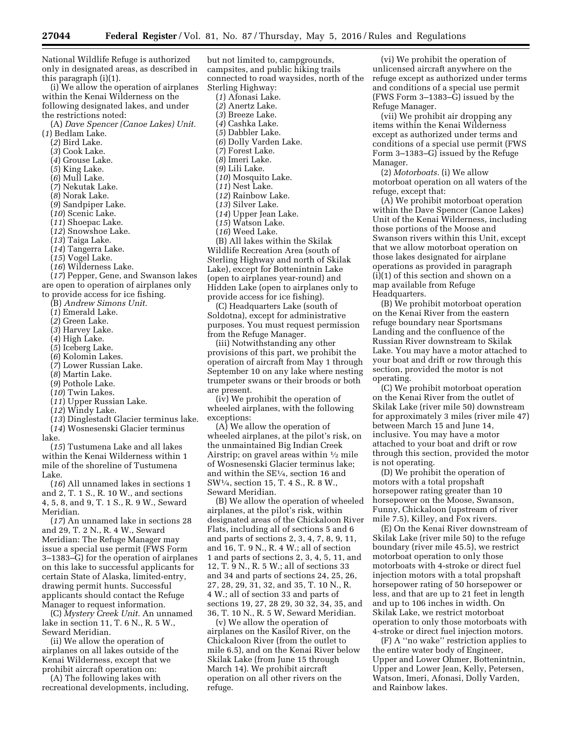National Wildlife Refuge is authorized only in designated areas, as described in this paragraph (i)(1).

(i) We allow the operation of airplanes within the Kenai Wilderness on the following designated lakes, and under the restrictions noted:

(A) *Dave Spencer (Canoe Lakes) Unit.*

(*1*) Bedlam Lake.

(*2*) Bird Lake.

(*3*) Cook Lake.

(*4*) Grouse Lake.

(*5*) King Lake.

(*6*) Mull Lake.

(*7*) Nekutak Lake.

(*8*) Norak Lake.

(*9*) Sandpiper Lake.

(*10*) Scenic Lake.

(*11*) Shoepac Lake.

(*12*) Snowshoe Lake.

(*13*) Taiga Lake.

(*14*) Tangerra Lake.

(*15*) Vogel Lake.

(*16*) Wilderness Lake.

(*17*) Pepper, Gene, and Swanson lakes are open to operation of airplanes only to provide access for ice fishing.

(B) *Andrew Simons Unit.*

(*1*) Emerald Lake.

(*2*) Green Lake.

(*3*) Harvey Lake.

(*4*) High Lake.

(*5*) Iceberg Lake.

(*6*) Kolomin Lakes.

(*7*) Lower Russian Lake.

(*8*) Martin Lake.

(*9*) Pothole Lake.

(*10*) Twin Lakes.

(*11*) Upper Russian Lake.

(*12*) Windy Lake.

(*13*) Dinglestadt Glacier terminus lake.

(*14*) Wosnesenski Glacier terminus lake.

(*15*) Tustumena Lake and all lakes within the Kenai Wilderness within 1 mile of the shoreline of Tustumena Lake.

(*16*) All unnamed lakes in sections 1 and 2, T. 1 S., R. 10 W., and sections 4, 5, 8, and 9, T. 1 S., R. 9 W., Seward Meridian.

(*17*) An unnamed lake in sections 28 and 29, T. 2 N., R. 4 W., Seward Meridian: The Refuge Manager may issue a special use permit (FWS Form 3–1383–G) for the operation of airplanes on this lake to successful applicants for certain State of Alaska, limited-entry, drawing permit hunts. Successful applicants should contact the Refuge Manager to request information.

(C) *Mystery Creek Unit.* An unnamed lake in section 11, T. 6 N., R. 5 W., Seward Meridian.

(ii) We allow the operation of airplanes on all lakes outside of the Kenai Wilderness, except that we prohibit aircraft operation on:

(A) The following lakes with recreational developments, including, but not limited to, campgrounds, campsites, and public hiking trails connected to road waysides, north of the Sterling Highway:

(*1*) Afonasi Lake.

(*2*) Anertz Lake.

(*3*) Breeze Lake.

(*4*) Cashka Lake.

(*5*) Dabbler Lake.

(*6*) Dolly Varden Lake.

(*7*) Forest Lake.

(*8*) Imeri Lake.

(*9*) Lili Lake.

(*10*) Mosquito Lake.

(*11*) Nest Lake.

(*12*) Rainbow Lake.

(*13*) Silver Lake.

(*14*) Upper Jean Lake.

(*15*) Watson Lake.

(*16*) Weed Lake.

(B) All lakes within the Skilak Wildlife Recreation Area (south of Sterling Highway and north of Skilak Lake), except for Bottenintnin Lake (open to airplanes year-round) and Hidden Lake (open to airplanes only to provide access for ice fishing).

(C) Headquarters Lake (south of Soldotna), except for administrative purposes. You must request permission from the Refuge Manager.

(iii) Notwithstanding any other provisions of this part, we prohibit the operation of aircraft from May 1 through September 10 on any lake where nesting trumpeter swans or their broods or both are present.

(iv) We prohibit the operation of wheeled airplanes, with the following exceptions:

(A) We allow the operation of wheeled airplanes, at the pilot's risk, on the unmaintained Big Indian Creek Airstrip; on gravel areas within ½ mile of Wosnesenski Glacier terminus lake; and within the SE¼, section 16 and SW¼, section 15, T. 4 S., R. 8 W., Seward Meridian.

(B) We allow the operation of wheeled airplanes, at the pilot's risk, within designated areas of the Chickaloon River Flats, including all of sections 5 and 6 and parts of sections 2, 3, 4, 7, 8, 9, 11, and 16, T. 9 N., R. 4 W.; all of section 1 and parts of sections 2, 3, 4, 5, 11, and 12, T. 9 N., R. 5 W.; all of sections 33 and 34 and parts of sections 24, 25, 26, 27, 28, 29, 31, 32, and 35, T. 10 N., R. 4 W.; all of section 33 and parts of sections 19, 27, 28 29, 30 32, 34, 35, and 36, T. 10 N., R. 5 W, Seward Meridian.

(v) We allow the operation of airplanes on the Kasilof River, on the Chickaloon River (from the outlet to mile 6.5), and on the Kenai River below Skilak Lake (from June 15 through March 14). We prohibit aircraft operation on all other rivers on the refuge.

(vi) We prohibit the operation of unlicensed aircraft anywhere on the refuge except as authorized under terms and conditions of a special use permit (FWS Form 3–1383–G) issued by the Refuge Manager.

(vii) We prohibit air dropping any items within the Kenai Wilderness except as authorized under terms and conditions of a special use permit (FWS Form 3–1383–G) issued by the Refuge Manager.

(2) *Motorboats.* (i) We allow motorboat operation on all waters of the refuge, except that:

(A) We prohibit motorboat operation within the Dave Spencer (Canoe Lakes) Unit of the Kenai Wilderness, including those portions of the Moose and Swanson rivers within this Unit, except that we allow motorboat operation on those lakes designated for airplane operations as provided in paragraph (i)(1) of this section and shown on a map available from Refuge Headquarters.

(B) We prohibit motorboat operation on the Kenai River from the eastern refuge boundary near Sportsmans Landing and the confluence of the Russian River downstream to Skilak Lake. You may have a motor attached to your boat and drift or row through this section, provided the motor is not operating.

(C) We prohibit motorboat operation on the Kenai River from the outlet of Skilak Lake (river mile 50) downstream for approximately 3 miles (river mile 47) between March 15 and June 14, inclusive. You may have a motor attached to your boat and drift or row through this section, provided the motor is not operating.

(D) We prohibit the operation of motors with a total propshaft horsepower rating greater than 10 horsepower on the Moose, Swanson, Funny, Chickaloon (upstream of river mile 7.5), Killey, and Fox rivers.

(E) On the Kenai River downstream of Skilak Lake (river mile 50) to the refuge boundary (river mile 45.5), we restrict motorboat operation to only those motorboats with 4-stroke or direct fuel injection motors with a total propshaft horsepower rating of 50 horsepower or less, and that are up to 21 feet in length and up to 106 inches in width. On Skilak Lake, we restrict motorboat operation to only those motorboats with 4-stroke or direct fuel injection motors.

(F) A "no wake" restriction applies to the entire water body of Engineer, Upper and Lower Ohmer, Bottenintnin, Upper and Lower Jean, Kelly, Petersen, Watson, Imeri, Afonasi, Dolly Varden, and Rainbow lakes.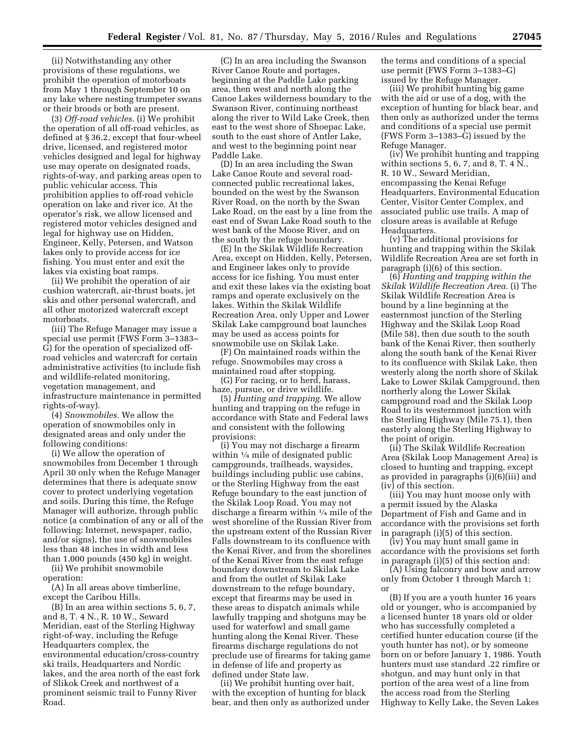(ii) Notwithstanding any other provisions of these regulations, we prohibit the operation of motorboats from May 1 through September 10 on any lake where nesting trumpeter swans or their broods or both are present.

(3) *Off-road vehicles.* (i) We prohibit the operation of all off-road vehicles, as defined at § 36.2, except that four-wheel drive, licensed, and registered motor vehicles designed and legal for highway use may operate on designated roads, rights-of-way, and parking areas open to public vehicular access. This prohibition applies to off-road vehicle operation on lake and river ice. At the operator's risk, we allow licensed and registered motor vehicles designed and legal for highway use on Hidden, Engineer, Kelly, Petersen, and Watson lakes only to provide access for ice fishing. You must enter and exit the lakes via existing boat ramps.

(ii) We prohibit the operation of air cushion watercraft, air-thrust boats, jet skis and other personal watercraft, and all other motorized watercraft except motorboats.

(iii) The Refuge Manager may issue a special use permit (FWS Form 3–1383–G) for the operation of specialized off-road vehicles and watercraft for certain administrative activities (to include fish and wildlife-related monitoring, vegetation management, and infrastructure maintenance in permitted rights-of-way).

(4) *Snowmobiles.* We allow the operation of snowmobiles only in designated areas and only under the following conditions:

(i) We allow the operation of snowmobiles from December 1 through April 30 only when the Refuge Manager determines that there is adequate snow cover to protect underlying vegetation and soils. During this time, the Refuge Manager will authorize, through public notice (a combination of any or all of the following: Internet, newspaper, radio, and/or signs), the use of snowmobiles less than 48 inches in width and less than 1,000 pounds (450 kg) in weight.

(ii) We prohibit snowmobile operation:

(A) In all areas above timberline, except the Caribou Hills.

(B) In an area within sections 5, 6, 7, and 8, T. 4 N., R. 10 W., Seward Meridian, east of the Sterling Highway right-of-way, including the Refuge Headquarters complex, the environmental education/cross-country ski trails, Headquarters and Nordic lakes, and the area north of the east fork of Slikok Creek and northwest of a prominent seismic trail to Funny River Road.

(C) In an area including the Swanson River Canoe Route and portages, beginning at the Paddle Lake parking area, then west and north along the Canoe Lakes wilderness boundary to the Swanson River, continuing northeast along the river to Wild Lake Creek, then east to the west shore of Shoepac Lake, south to the east shore of Antler Lake, and west to the beginning point near Paddle Lake.

(D) In an area including the Swan Lake Canoe Route and several road-connected public recreational lakes, bounded on the west by the Swanson River Road, on the north by the Swan Lake Road, on the east by a line from the east end of Swan Lake Road south to the west bank of the Moose River, and on the south by the refuge boundary.

(E) In the Skilak Wildlife Recreation Area, except on Hidden, Kelly, Petersen, and Engineer lakes only to provide access for ice fishing. You must enter and exit these lakes via the existing boat ramps and operate exclusively on the lakes. Within the Skilak Wildlife Recreation Area, only Upper and Lower Skilak Lake campground boat launches may be used as access points for snowmobile use on Skilak Lake.

(F) On maintained roads within the refuge. Snowmobiles may cross a maintained road after stopping.

(G) For racing, or to herd, harass, haze, pursue, or drive wildlife.

(5) *Hunting and trapping.* We allow hunting and trapping on the refuge in accordance with State and Federal laws and consistent with the following provisions:

(i) You may not discharge a firearm within ¼ mile of designated public campgrounds, trailheads, waysides, buildings including public use cabins, or the Sterling Highway from the east Refuge boundary to the east junction of the Skilak Loop Road. You may not discharge a firearm within ¼ mile of the west shoreline of the Russian River from the upstream extent of the Russian River Falls downstream to its confluence with the Kenai River, and from the shorelines of the Kenai River from the east refuge boundary downstream to Skilak Lake and from the outlet of Skilak Lake downstream to the refuge boundary, except that firearms may be used in these areas to dispatch animals while lawfully trapping and shotguns may be used for waterfowl and small game hunting along the Kenai River. These firearms discharge regulations do not preclude use of firearms for taking game in defense of life and property as defined under State law.

(ii) We prohibit hunting over bait, with the exception of hunting for black bear, and then only as authorized under the terms and conditions of a special use permit (FWS Form 3–1383–G) issued by the Refuge Manager.

(iii) We prohibit hunting big game with the aid or use of a dog, with the exception of hunting for black bear, and then only as authorized under the terms and conditions of a special use permit (FWS Form 3–1383–G) issued by the Refuge Manager.

(iv) We prohibit hunting and trapping within sections 5, 6, 7, and 8, T. 4 N., R. 10 W., Seward Meridian, encompassing the Kenai Refuge Headquarters, Environmental Education Center, Visitor Center Complex, and associated public use trails. A map of closure areas is available at Refuge Headquarters.

(v) The additional provisions for hunting and trapping within the Skilak Wildlife Recreation Area are set forth in paragraph (i)(6) of this section.

(6) *Hunting and trapping within the Skilak Wildlife Recreation Area.* (i) The Skilak Wildlife Recreation Area is bound by a line beginning at the easternmost junction of the Sterling Highway and the Skilak Loop Road (Mile 58), then due south to the south bank of the Kenai River, then southerly along the south bank of the Kenai River to its confluence with Skilak Lake, then westerly along the north shore of Skilak Lake to Lower Skilak Campground, then northerly along the Lower Skilak campground road and the Skilak Loop Road to its westernmost junction with the Sterling Highway (Mile 75.1), then easterly along the Sterling Highway to the point of origin.

(ii) The Skilak Wildlife Recreation Area (Skilak Loop Management Area) is closed to hunting and trapping, except as provided in paragraphs (i)(6)(iii) and (iv) of this section.

(iii) You may hunt moose only with a permit issued by the Alaska Department of Fish and Game and in accordance with the provisions set forth in paragraph (i)(5) of this section.

(iv) You may hunt small game in accordance with the provisions set forth in paragraph (i)(5) of this section and:

(A) Using falconry and bow and arrow only from October 1 through March 1; or

(B) If you are a youth hunter 16 years old or younger, who is accompanied by a licensed hunter 18 years old or older who has successfully completed a certified hunter education course (if the youth hunter has not), or by someone born on or before January 1, 1986. Youth hunters must use standard .22 rimfire or shotgun, and may hunt only in that portion of the area west of a line from the access road from the Sterling Highway to Kelly Lake, the Seven Lakes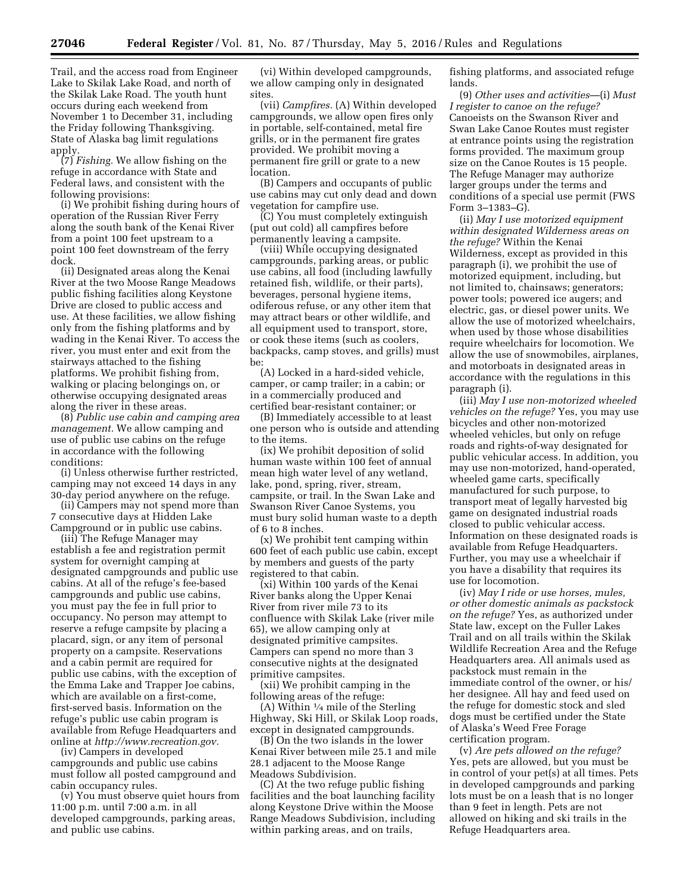Trail, and the access road from Engineer Lake to Skilak Lake Road, and north of the Skilak Lake Road. The youth hunt occurs during each weekend from November 1 to December 31, including the Friday following Thanksgiving. State of Alaska bag limit regulations apply.

(7) *Fishing.* We allow fishing on the refuge in accordance with State and Federal laws, and consistent with the following provisions:

(i) We prohibit fishing during hours of operation of the Russian River Ferry along the south bank of the Kenai River from a point 100 feet upstream to a point 100 feet downstream of the ferry dock.

(ii) Designated areas along the Kenai River at the two Moose Range Meadows public fishing facilities along Keystone Drive are closed to public access and use. At these facilities, we allow fishing only from the fishing platforms and by wading in the Kenai River. To access the river, you must enter and exit from the stairways attached to the fishing platforms. We prohibit fishing from, walking or placing belongings on, or otherwise occupying designated areas along the river in these areas.

(8) *Public use cabin and camping area management.* We allow camping and use of public use cabins on the refuge in accordance with the following conditions:

(i) Unless otherwise further restricted, camping may not exceed 14 days in any 30-day period anywhere on the refuge.

(ii) Campers may not spend more than 7 consecutive days at Hidden Lake Campground or in public use cabins.

(iii) The Refuge Manager may establish a fee and registration permit system for overnight camping at designated campgrounds and public use cabins. At all of the refuge's fee-based campgrounds and public use cabins, you must pay the fee in full prior to occupancy. No person may attempt to reserve a refuge campsite by placing a placard, sign, or any item of personal property on a campsite. Reservations and a cabin permit are required for public use cabins, with the exception of the Emma Lake and Trapper Joe cabins, which are available on a first-come, first-served basis. Information on the refuge's public use cabin program is available from Refuge Headquarters and online at *http://www.recreation.gov.*

(iv) Campers in developed campgrounds and public use cabins must follow all posted campground and cabin occupancy rules.

(v) You must observe quiet hours from 11:00 p.m. until 7:00 a.m. in all developed campgrounds, parking areas, and public use cabins.

(vi) Within developed campgrounds, we allow camping only in designated sites.

(vii) *Campfires.* (A) Within developed campgrounds, we allow open fires only in portable, self-contained, metal fire grills, or in the permanent fire grates provided. We prohibit moving a permanent fire grill or grate to a new location.

(B) Campers and occupants of public use cabins may cut only dead and down vegetation for campfire use.

(C) You must completely extinguish (put out cold) all campfires before permanently leaving a campsite.

(viii) While occupying designated campgrounds, parking areas, or public use cabins, all food (including lawfully retained fish, wildlife, or their parts), beverages, personal hygiene items, odiferous refuse, or any other item that may attract bears or other wildlife, and all equipment used to transport, store, or cook these items (such as coolers, backpacks, camp stoves, and grills) must be:

(A) Locked in a hard-sided vehicle, camper, or camp trailer; in a cabin; or in a commercially produced and certified bear-resistant container; or

(B) Immediately accessible to at least one person who is outside and attending to the items.

(ix) We prohibit deposition of solid human waste within 100 feet of annual mean high water level of any wetland, lake, pond, spring, river, stream, campsite, or trail. In the Swan Lake and Swanson River Canoe Systems, you must bury solid human waste to a depth of 6 to 8 inches.

(x) We prohibit tent camping within 600 feet of each public use cabin, except by members and guests of the party registered to that cabin.

(xi) Within 100 yards of the Kenai River banks along the Upper Kenai River from river mile 73 to its confluence with Skilak Lake (river mile 65), we allow camping only at designated primitive campsites. Campers can spend no more than 3 consecutive nights at the designated primitive campsites.

(xii) We prohibit camping in the following areas of the refuge:

(A) Within ¼ mile of the Sterling Highway, Ski Hill, or Skilak Loop roads, except in designated campgrounds.

(B) On the two islands in the lower Kenai River between mile 25.1 and mile 28.1 adjacent to the Moose Range Meadows Subdivision.

(C) At the two refuge public fishing facilities and the boat launching facility along Keystone Drive within the Moose Range Meadows Subdivision, including within parking areas, and on trails, fishing platforms, and associated refuge lands.

(9) *Other uses and activities*—(i) *Must I register to canoe on the refuge?* Canoeists on the Swanson River and Swan Lake Canoe Routes must register at entrance points using the registration forms provided. The maximum group size on the Canoe Routes is 15 people. The Refuge Manager may authorize larger groups under the terms and conditions of a special use permit (FWS Form 3–1383–G).

(ii) *May I use motorized equipment within designated Wilderness areas on the refuge?* Within the Kenai Wilderness, except as provided in this paragraph (i), we prohibit the use of motorized equipment, including, but not limited to, chainsaws; generators; power tools; powered ice augers; and electric, gas, or diesel power units. We allow the use of motorized wheelchairs, when used by those whose disabilities require wheelchairs for locomotion. We allow the use of snowmobiles, airplanes, and motorboats in designated areas in accordance with the regulations in this paragraph (i).

(iii) *May I use non-motorized wheeled vehicles on the refuge?* Yes, you may use bicycles and other non-motorized wheeled vehicles, but only on refuge roads and rights-of-way designated for public vehicular access. In addition, you may use non-motorized, hand-operated, wheeled game carts, specifically manufactured for such purpose, to transport meat of legally harvested big game on designated industrial roads closed to public vehicular access. Information on these designated roads is available from Refuge Headquarters. Further, you may use a wheelchair if you have a disability that requires its use for locomotion.

(iv) *May I ride or use horses, mules, or other domestic animals as packstock on the refuge?* Yes, as authorized under State law, except on the Fuller Lakes Trail and on all trails within the Skilak Wildlife Recreation Area and the Refuge Headquarters area. All animals used as packstock must remain in the immediate control of the owner, or his/her designee. All hay and feed used on the refuge for domestic stock and sled dogs must be certified under the State of Alaska's Weed Free Forage certification program.

(v) *Are pets allowed on the refuge?* Yes, pets are allowed, but you must be in control of your pet(s) at all times. Pets in developed campgrounds and parking lots must be on a leash that is no longer than 9 feet in length. Pets are not allowed on hiking and ski trails in the Refuge Headquarters area.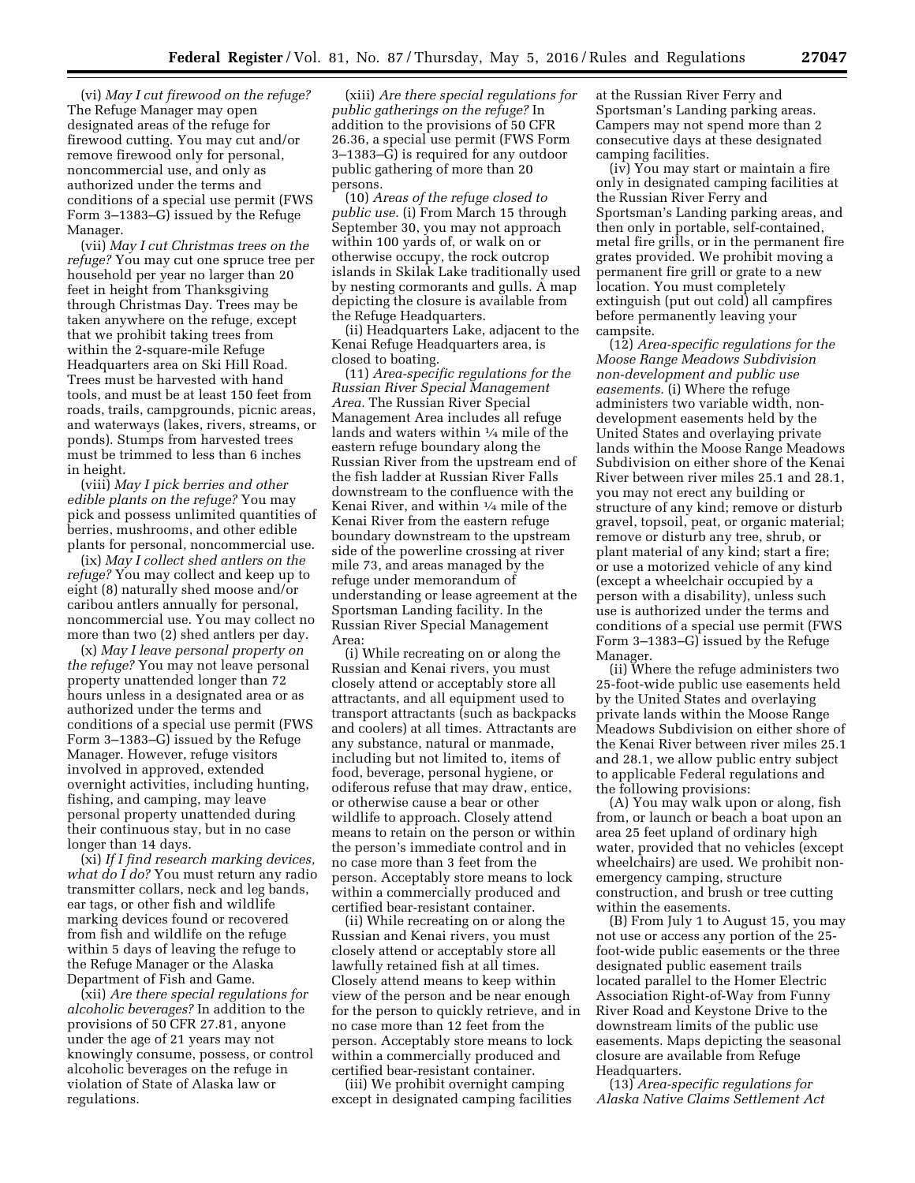(vi) *May I cut firewood on the refuge?* The Refuge Manager may open designated areas of the refuge for firewood cutting. You may cut and/or remove firewood only for personal, noncommercial use, and only as authorized under the terms and conditions of a special use permit (FWS Form 3–1383–G) issued by the Refuge Manager.

(vii) *May I cut Christmas trees on the refuge?* You may cut one spruce tree per household per year no larger than 20 feet in height from Thanksgiving through Christmas Day. Trees may be taken anywhere on the refuge, except that we prohibit taking trees from within the 2-square-mile Refuge Headquarters area on Ski Hill Road. Trees must be harvested with hand tools, and must be at least 150 feet from roads, trails, campgrounds, picnic areas, and waterways (lakes, rivers, streams, or ponds). Stumps from harvested trees must be trimmed to less than 6 inches in height.

(viii) *May I pick berries and other edible plants on the refuge?* You may pick and possess unlimited quantities of berries, mushrooms, and other edible plants for personal, noncommercial use.

(ix) *May I collect shed antlers on the refuge?* You may collect and keep up to eight (8) naturally shed moose and/or caribou antlers annually for personal, noncommercial use. You may collect no more than two (2) shed antlers per day.

(x) *May I leave personal property on the refuge?* You may not leave personal property unattended longer than 72 hours unless in a designated area or as authorized under the terms and conditions of a special use permit (FWS Form 3–1383–G) issued by the Refuge Manager. However, refuge visitors involved in approved, extended overnight activities, including hunting, fishing, and camping, may leave personal property unattended during their continuous stay, but in no case longer than 14 days.

(xi) *If I find research marking devices, what do I do?* You must return any radio transmitter collars, neck and leg bands, ear tags, or other fish and wildlife marking devices found or recovered from fish and wildlife on the refuge within 5 days of leaving the refuge to the Refuge Manager or the Alaska Department of Fish and Game.

(xii) *Are there special regulations for alcoholic beverages?* In addition to the provisions of 50 CFR 27.81, anyone under the age of 21 years may not knowingly consume, possess, or control alcoholic beverages on the refuge in violation of State of Alaska law or regulations.

(xiii) *Are there special regulations for public gatherings on the refuge?* In addition to the provisions of 50 CFR 26.36, a special use permit (FWS Form 3–1383–G) is required for any outdoor public gathering of more than 20 persons.

(10) *Areas of the refuge closed to public use.* (i) From March 15 through September 30, you may not approach within 100 yards of, or walk on or otherwise occupy, the rock outcrop islands in Skilak Lake traditionally used by nesting cormorants and gulls. A map depicting the closure is available from the Refuge Headquarters.

(ii) Headquarters Lake, adjacent to the Kenai Refuge Headquarters area, is closed to boating.

(11) *Area-specific regulations for the Russian River Special Management Area.* The Russian River Special Management Area includes all refuge lands and waters within ¼ mile of the eastern refuge boundary along the Russian River from the upstream end of the fish ladder at Russian River Falls downstream to the confluence with the Kenai River, and within ¼ mile of the Kenai River from the eastern refuge boundary downstream to the upstream side of the powerline crossing at river mile 73, and areas managed by the refuge under memorandum of understanding or lease agreement at the Sportsman Landing facility. In the Russian River Special Management Area:

(i) While recreating on or along the Russian and Kenai rivers, you must closely attend or acceptably store all attractants, and all equipment used to transport attractants (such as backpacks and coolers) at all times. Attractants are any substance, natural or manmade, including but not limited to, items of food, beverage, personal hygiene, or odiferous refuse that may draw, entice, or otherwise cause a bear or other wildlife to approach. Closely attend means to retain on the person or within the person's immediate control and in no case more than 3 feet from the person. Acceptably store means to lock within a commercially produced and certified bear-resistant container.

(ii) While recreating on or along the Russian and Kenai rivers, you must closely attend or acceptably store all lawfully retained fish at all times. Closely attend means to keep within view of the person and be near enough for the person to quickly retrieve, and in no case more than 12 feet from the person. Acceptably store means to lock within a commercially produced and certified bear-resistant container.

(iii) We prohibit overnight camping except in designated camping facilities at the Russian River Ferry and Sportsman's Landing parking areas. Campers may not spend more than 2 consecutive days at these designated camping facilities.

(iv) You may start or maintain a fire only in designated camping facilities at the Russian River Ferry and Sportsman's Landing parking areas, and then only in portable, self-contained, metal fire grills, or in the permanent fire grates provided. We prohibit moving a permanent fire grill or grate to a new location. You must completely extinguish (put out cold) all campfires before permanently leaving your campsite.

(12) *Area-specific regulations for the Moose Range Meadows Subdivision non-development and public use easements.* (i) Where the refuge administers two variable width, non-development easements held by the United States and overlaying private lands within the Moose Range Meadows Subdivision on either shore of the Kenai River between river miles 25.1 and 28.1, you may not erect any building or structure of any kind; remove or disturb gravel, topsoil, peat, or organic material; remove or disturb any tree, shrub, or plant material of any kind; start a fire; or use a motorized vehicle of any kind (except a wheelchair occupied by a person with a disability), unless such use is authorized under the terms and conditions of a special use permit (FWS Form 3–1383–G) issued by the Refuge Manager.

(ii) Where the refuge administers two 25-foot-wide public use easements held by the United States and overlaying private lands within the Moose Range Meadows Subdivision on either shore of the Kenai River between river miles 25.1 and 28.1, we allow public entry subject to applicable Federal regulations and the following provisions:

(A) You may walk upon or along, fish from, or launch or beach a boat upon an area 25 feet upland of ordinary high water, provided that no vehicles (except wheelchairs) are used. We prohibit non-emergency camping, structure construction, and brush or tree cutting within the easements.

(B) From July 1 to August 15, you may not use or access any portion of the 25-foot-wide public easements or the three designated public easement trails located parallel to the Homer Electric Association Right-of-Way from Funny River Road and Keystone Drive to the downstream limits of the public use easements. Maps depicting the seasonal closure are available from Refuge Headquarters.

(13) *Area-specific regulations for Alaska Native Claims Settlement Act*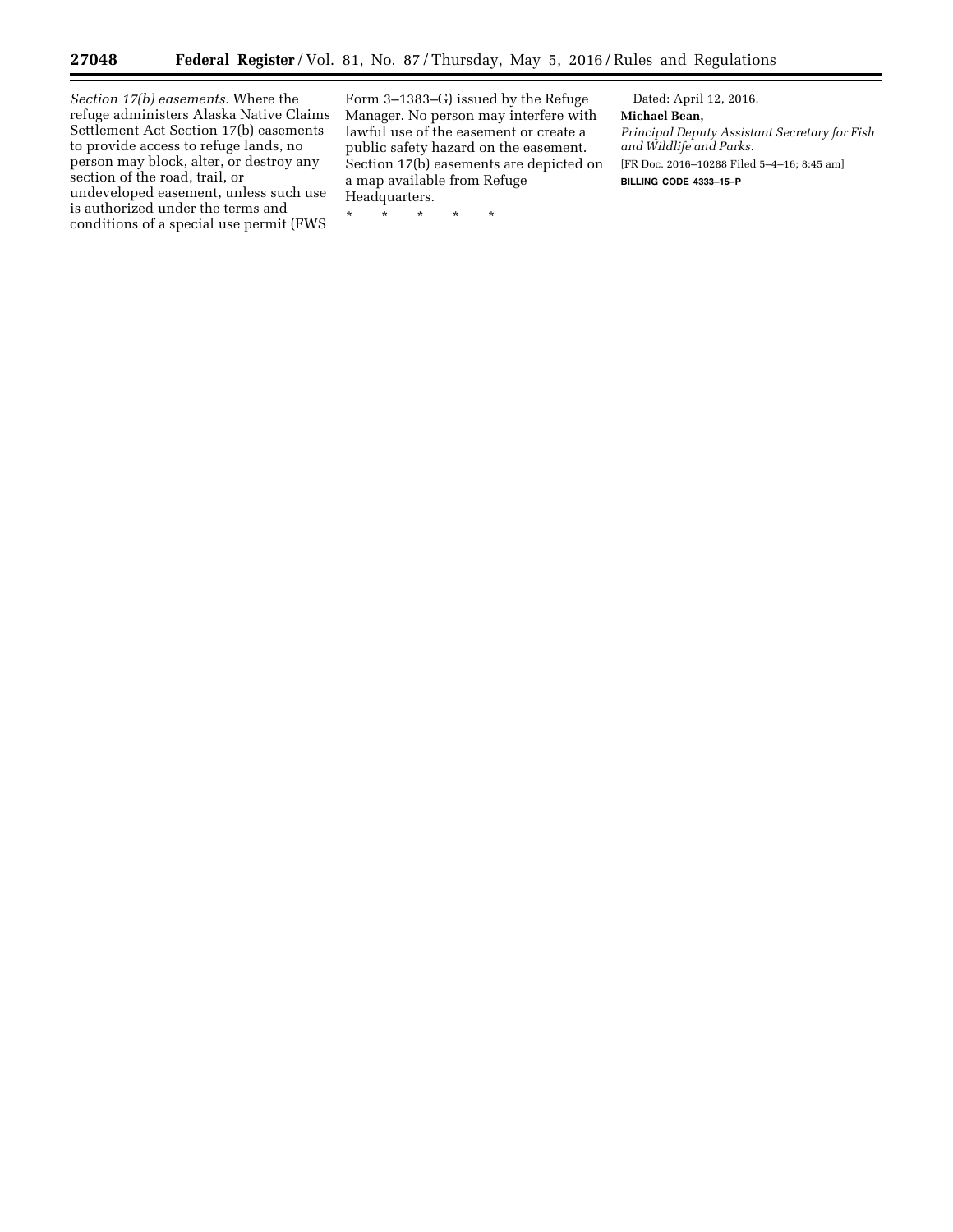*Section 17(b) easements.* Where the refuge administers Alaska Native Claims Settlement Act Section 17(b) easements to provide access to refuge lands, no person may block, alter, or destroy any section of the road, trail, or undeveloped easement, unless such use is authorized under the terms and conditions of a special use permit (FWS Form 3–1383–G) issued by the Refuge Manager. No person may interfere with lawful use of the easement or create a public safety hazard on the easement. Section 17(b) easements are depicted on a map available from Refuge Headquarters.

\* \* \* \* \*

Dated: April 12, 2016.

**Michael Bean,**

*Principal Deputy Assistant Secretary for Fish and Wildlife and Parks.*

[FR Doc. 2016–10288 Filed 5–4–16; 8:45 am]

**BILLING CODE 4333–15–P**